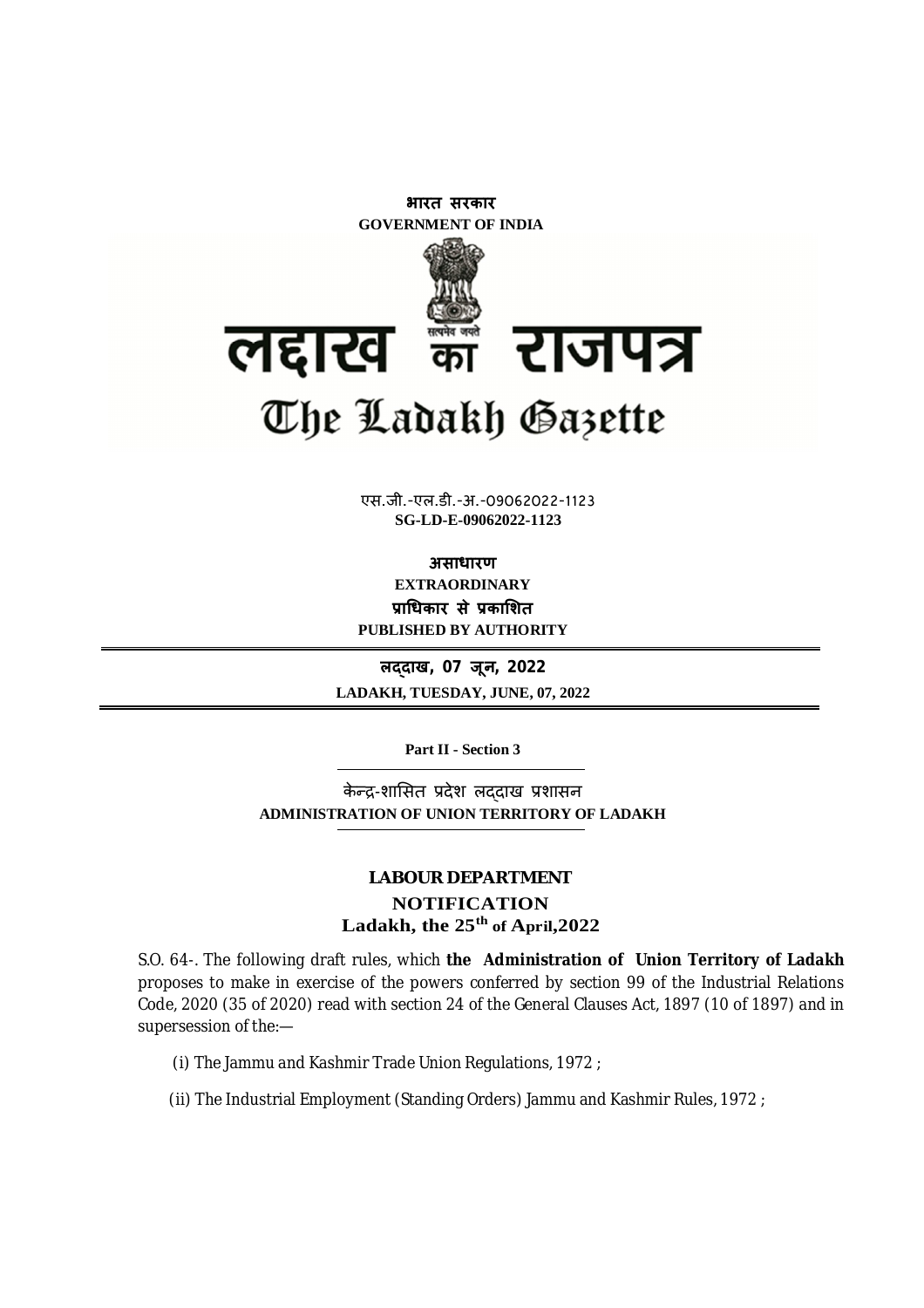भारत सरकार
**GOVERNMENT OF INDIA**

# लद्दाख का राजपत्र
# The Ladakh Gazette

एस.जी.-एल.डी.-अ.-09062022-1123
**SG-LD-E-09062022-1123**

**असाधारण**
**EXTRAORDINARY**
**प्राधिकार से प्रकाशित**
**PUBLISHED BY AUTHORITY**

**लद्दाख, 07 जून, 2022**
**LADAKH, TUESDAY, JUNE, 07, 2022**

**Part II - Section 3**

केन्द्र-शासित प्रदेश लद्दाख प्रशासन
**ADMINISTRATION OF UNION TERRITORY OF LADAKH**

## LABOUR DEPARTMENT
## NOTIFICATION
### Ladakh, the 25th of April,2022

S.O. 64-. The following draft rules, which **the Administration of Union Territory of Ladakh** proposes to make in exercise of the powers conferred by section 99 of the Industrial Relations Code, 2020 (35 of 2020) read with section 24 of the General Clauses Act, 1897 (10 of 1897) and in supersession of the:—

(i) The Jammu and Kashmir Trade Union Regulations, 1972 ;

(ii) The Industrial Employment (Standing Orders) Jammu and Kashmir Rules, 1972 ;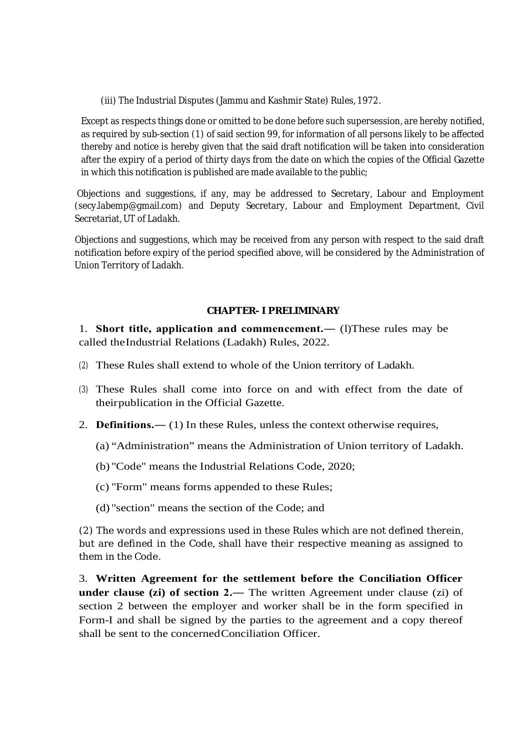(iii) The Industrial Disputes (Jammu and Kashmir State) Rules, 1972.

Except as respects things done or omitted to be done before such supersession, are hereby notified, as required by sub-section (1) of said section 99, for information of all persons likely to be affected thereby and notice is hereby given that the said draft notification will be taken into consideration after the expiry of a period of thirty days from the date on which the copies of the Official Gazette in which this notification is published are made available to the public;

Objections and suggestions, if any, may be addressed to Secretary, Labour and Employment (secy.labemp@gmail.com) and Deputy Secretary, Labour and Employment Department, Civil Secretariat, UT of Ladakh.

Objections and suggestions, which may be received from any person with respect to the said draft notification before expiry of the period specified above, will be considered by the Administration of Union Territory of Ladakh.

## CHAPTER- I PRELIMINARY

1. **Short title, application and commencement.—** (l)These rules may be called theIndustrial Relations (Ladakh) Rules, 2022.

(2) These Rules shall extend to whole of the Union territory of Ladakh.

(3) These Rules shall come into force on and with effect from the date of theirpublication in the Official Gazette.

2. **Definitions.—** (1) In these Rules, unless the context otherwise requires,

(a) “Administration” means the Administration of Union territory of Ladakh.

(b) "Code" means the Industrial Relations Code, 2020;

(c) "Form" means forms appended to these Rules;

(d) "section" means the section of the Code; and

(2) The words and expressions used in these Rules which are not defined therein, but are defined in the Code, shall have their respective meaning as assigned to them in the Code.

3. **Written Agreement for the settlement before the Conciliation Officer under clause (zi) of section 2.—** The written Agreement under clause (zi) of section 2 between the employer and worker shall be in the form specified in Form-I and shall be signed by the parties to the agreement and a copy thereof shall be sent to the concernedConciliation Officer.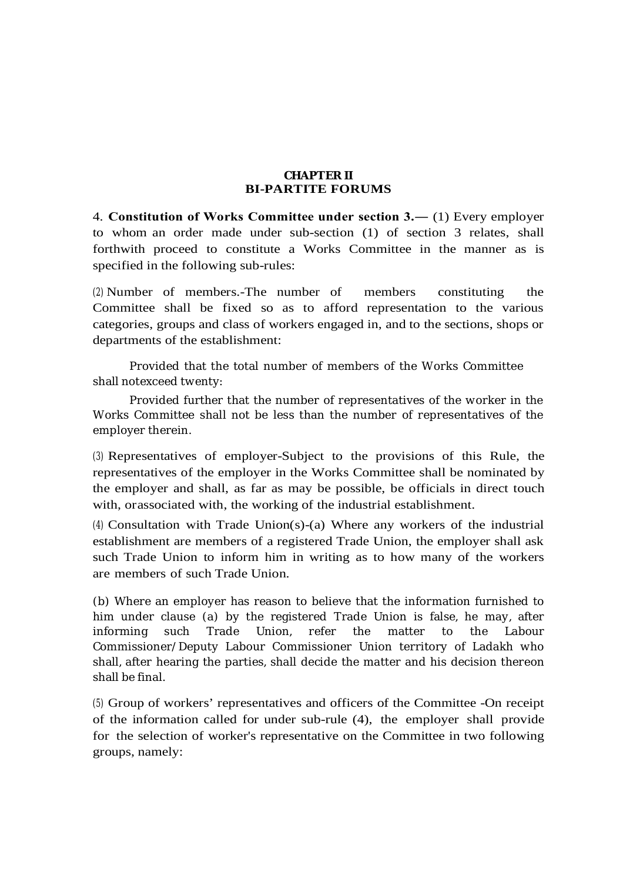## CHAPTER II
## BI-PARTITE FORUMS

4. **Constitution of Works Committee under section 3.—** (1) Every employer to whom an order made under sub-section (1) of section 3 relates, shall forthwith proceed to constitute a Works Committee in the manner as is specified in the following sub-rules:

(2) Number of members.-The number of members constituting the Committee shall be fixed so as to afford representation to the various categories, groups and class of workers engaged in, and to the sections, shops or departments of the establishment:

Provided that the total number of members of the Works Committee shall notexceed twenty:

Provided further that the number of representatives of the worker in the Works Committee shall not be less than the number of representatives of the employer therein.

(3) Representatives of employer-Subject to the provisions of this Rule, the representatives of the employer in the Works Committee shall be nominated by the employer and shall, as far as may be possible, be officials in direct touch with, orassociated with, the working of the industrial establishment.

(4) Consultation with Trade Union(s)-(a) Where any workers of the industrial establishment are members of a registered Trade Union, the employer shall ask such Trade Union to inform him in writing as to how many of the workers are members of such Trade Union.

(b) Where an employer has reason to believe that the information furnished to him under clause (a) by the registered Trade Union is false, he may, after informing such Trade Union, refer the matter to the Labour Commissioner/Deputy Labour Commissioner Union territory of Ladakh who shall, after hearing the parties, shall decide the matter and his decision thereon shall be final.

(5) Group of workers' representatives and officers of the Committee -On receipt of the information called for under sub-rule (4), the employer shall provide for the selection of worker's representative on the Committee in two following groups, namely: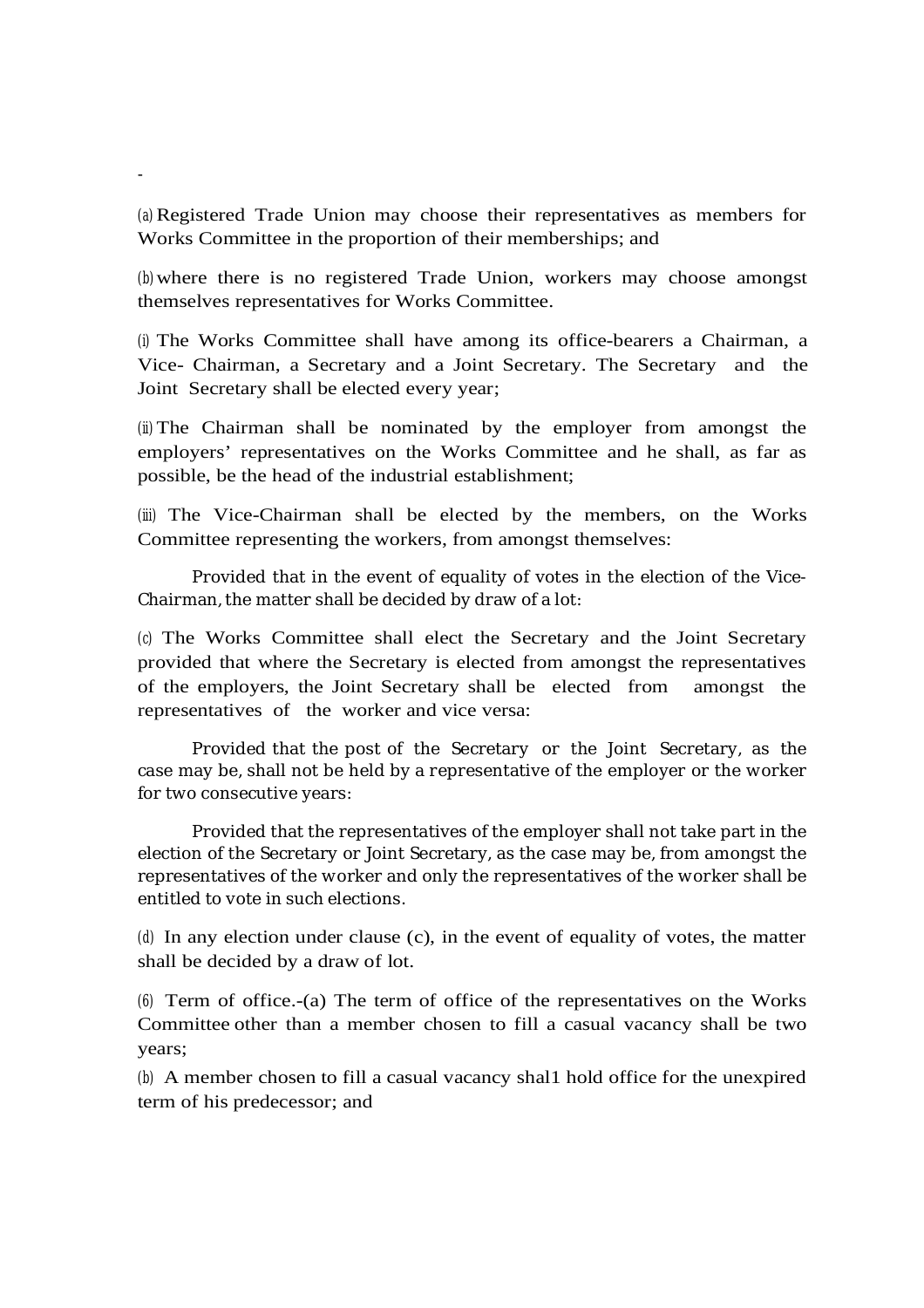-

(a) Registered Trade Union may choose their representatives as members for Works Committee in the proportion of their memberships; and

(b) where there is no registered Trade Union, workers may choose amongst themselves representatives for Works Committee.

(i) The Works Committee shall have among its office-bearers a Chairman, a Vice- Chairman, a Secretary and a Joint Secretary. The Secretary and the Joint Secretary shall be elected every year;

(ii) The Chairman shall be nominated by the employer from amongst the employers' representatives on the Works Committee and he shall, as far as possible, be the head of the industrial establishment;

(iii) The Vice-Chairman shall be elected by the members, on the Works Committee representing the workers, from amongst themselves:

Provided that in the event of equality of votes in the election of the Vice-Chairman, the matter shall be decided by draw of a lot:

(c) The Works Committee shall elect the Secretary and the Joint Secretary provided that where the Secretary is elected from amongst the representatives of the employers, the Joint Secretary shall be elected from amongst the representatives of the worker and vice versa:

Provided that the post of the Secretary or the Joint Secretary, as the case may be, shall not be held by a representative of the employer or the worker for two consecutive years:

Provided that the representatives of the employer shall not take part in the election of the Secretary or Joint Secretary, as the case may be, from amongst the representatives of the worker and only the representatives of the worker shall be entitled to vote in such elections.

(d) In any election under clause (c), in the event of equality of votes, the matter shall be decided by a draw of lot.

(6) Term of office.-(a) The term of office of the representatives on the Works Committee other than a member chosen to fill a casual vacancy shall be two years;

(b) A member chosen to fill a casual vacancy shal1 hold office for the unexpired term of his predecessor; and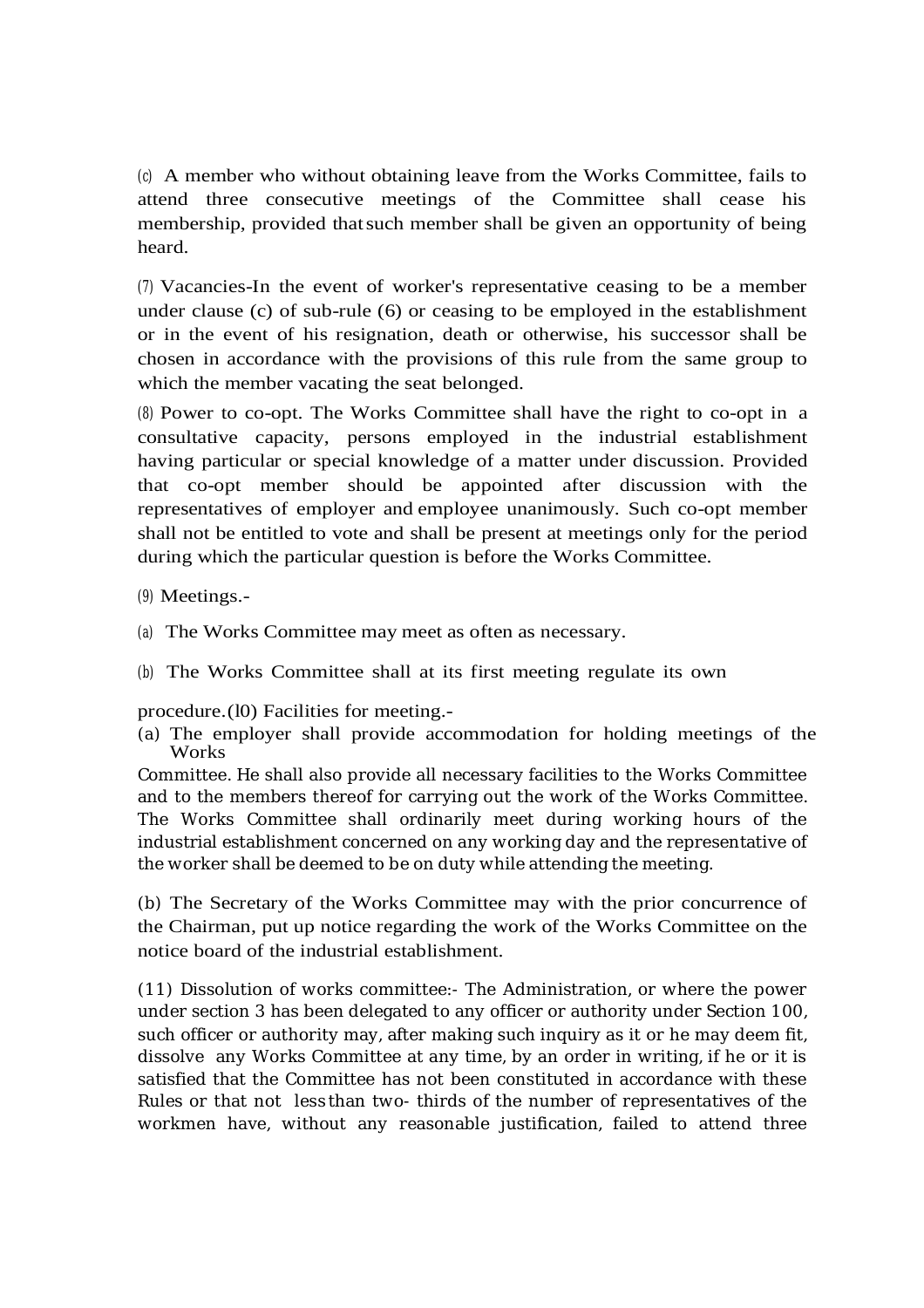(c) A member who without obtaining leave from the Works Committee, fails to attend three consecutive meetings of the Committee shall cease his membership, provided that such member shall be given an opportunity of being heard.

(7) Vacancies-In the event of worker's representative ceasing to be a member under clause (c) of sub-rule (6) or ceasing to be employed in the establishment or in the event of his resignation, death or otherwise, his successor shall be chosen in accordance with the provisions of this rule from the same group to which the member vacating the seat belonged.

(8) Power to co-opt. The Works Committee shall have the right to co-opt in a consultative capacity, persons employed in the industrial establishment having particular or special knowledge of a matter under discussion. Provided that co-opt member should be appointed after discussion with the representatives of employer and employee unanimously. Such co-opt member shall not be entitled to vote and shall be present at meetings only for the period during which the particular question is before the Works Committee.

(9) Meetings.-

(a) The Works Committee may meet as often as necessary.

(b) The Works Committee shall at its first meeting regulate its own procedure.

(l0) Facilities for meeting.-

(a) The employer shall provide accommodation for holding meetings of the Works Committee. He shall also provide all necessary facilities to the Works Committee and to the members thereof for carrying out the work of the Works Committee. The Works Committee shall ordinarily meet during working hours of the industrial establishment concerned on any working day and the representative of the worker shall be deemed to be on duty while attending the meeting.

(b) The Secretary of the Works Committee may with the prior concurrence of the Chairman, put up notice regarding the work of the Works Committee on the notice board of the industrial establishment.

(11) Dissolution of works committee:- The Administration, or where the power under section 3 has been delegated to any officer or authority under Section 100, such officer or authority may, after making such inquiry as it or he may deem fit, dissolve any Works Committee at any time, by an order in writing, if he or it is satisfied that the Committee has not been constituted in accordance with these Rules or that not less than two- thirds of the number of representatives of the workmen have, without any reasonable justification, failed to attend three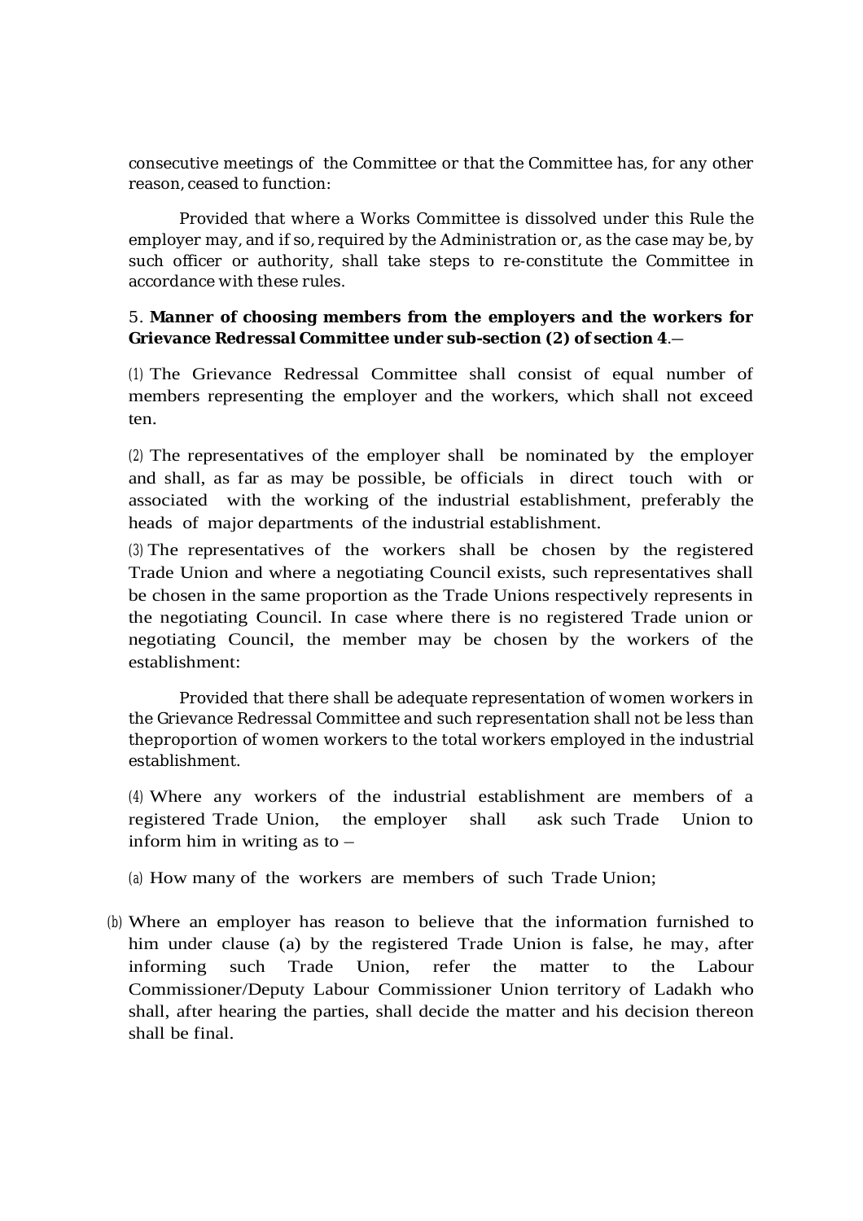consecutive meetings of the Committee or that the Committee has, for any other reason, ceased to function:

Provided that where a Works Committee is dissolved under this Rule the employer may, and if so, required by the Administration or, as the case may be, by such officer or authority, shall take steps to re-constitute the Committee in accordance with these rules.

5. **Manner of choosing members from the employers and the workers for Grievance Redressal Committee under sub-section (2) of section 4**.—

(1) The Grievance Redressal Committee shall consist of equal number of members representing the employer and the workers, which shall not exceed ten.

(2) The representatives of the employer shall be nominated by the employer and shall, as far as may be possible, be officials in direct touch with or associated with the working of the industrial establishment, preferably the heads of major departments of the industrial establishment.

(3) The representatives of the workers shall be chosen by the registered Trade Union and where a negotiating Council exists, such representatives shall be chosen in the same proportion as the Trade Unions respectively represents in the negotiating Council. In case where there is no registered Trade union or negotiating Council, the member may be chosen by the workers of the establishment:

Provided that there shall be adequate representation of women workers in the Grievance Redressal Committee and such representation shall not be less than theproportion of women workers to the total workers employed in the industrial establishment.

(4) Where any workers of the industrial establishment are members of a registered Trade Union, the employer shall ask such Trade Union to inform him in writing as to –

(a) How many of the workers are members of such Trade Union;

(b) Where an employer has reason to believe that the information furnished to him under clause (a) by the registered Trade Union is false, he may, after informing such Trade Union, refer the matter to the Labour Commissioner/Deputy Labour Commissioner Union territory of Ladakh who shall, after hearing the parties, shall decide the matter and his decision thereon shall be final.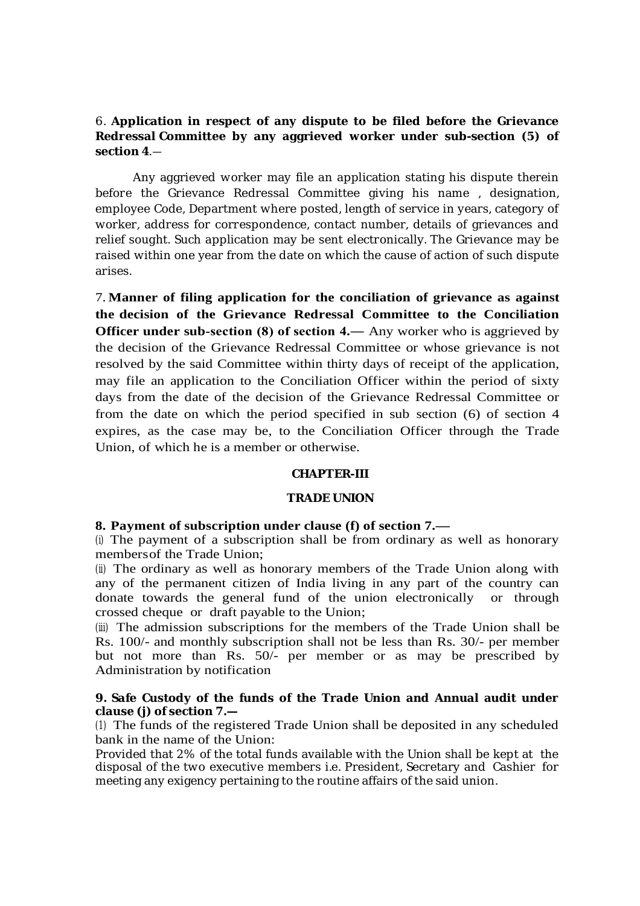6. **Application in respect of any dispute to be filed before the Grievance Redressal Committee by any aggrieved worker under sub-section (5) of section 4**.—

Any aggrieved worker may file an application stating his dispute therein before the Grievance Redressal Committee giving his name , designation, employee Code, Department where posted, length of service in years, category of worker, address for correspondence, contact number, details of grievances and relief sought. Such application may be sent electronically. The Grievance may be raised within one year from the date on which the cause of action of such dispute arises.

7. **Manner of filing application for the conciliation of grievance as against the decision of the Grievance Redressal Committee to the Conciliation Officer under sub-section (8) of section 4.—** Any worker who is aggrieved by the decision of the Grievance Redressal Committee or whose grievance is not resolved by the said Committee within thirty days of receipt of the application, may file an application to the Conciliation Officer within the period of sixty days from the date of the decision of the Grievance Redressal Committee or from the date on which the period specified in sub section (6) of section 4 expires, as the case may be, to the Conciliation Officer through the Trade Union, of which he is a member or otherwise.

## CHAPTER-III

## TRADE UNION

**8. Payment of subscription under clause (f) of section 7.—**

(i) The payment of a subscription shall be from ordinary as well as honorary members of the Trade Union;

(ii) The ordinary as well as honorary members of the Trade Union along with any of the permanent citizen of India living in any part of the country can donate towards the general fund of the union electronically or through crossed cheque or draft payable to the Union;

(iii) The admission subscriptions for the members of the Trade Union shall be Rs. 100/- and monthly subscription shall not be less than Rs. 30/- per member but not more than Rs. 50/- per member or as may be prescribed by Administration by notification

**9. Safe Custody of the funds of the Trade Union and Annual audit under clause (j) of section 7.—**

(1) The funds of the registered Trade Union shall be deposited in any scheduled bank in the name of the Union:

Provided that 2% of the total funds available with the Union shall be kept at the disposal of the two executive members i.e. President, Secretary and Cashier for meeting any exigency pertaining to the routine affairs of the said union.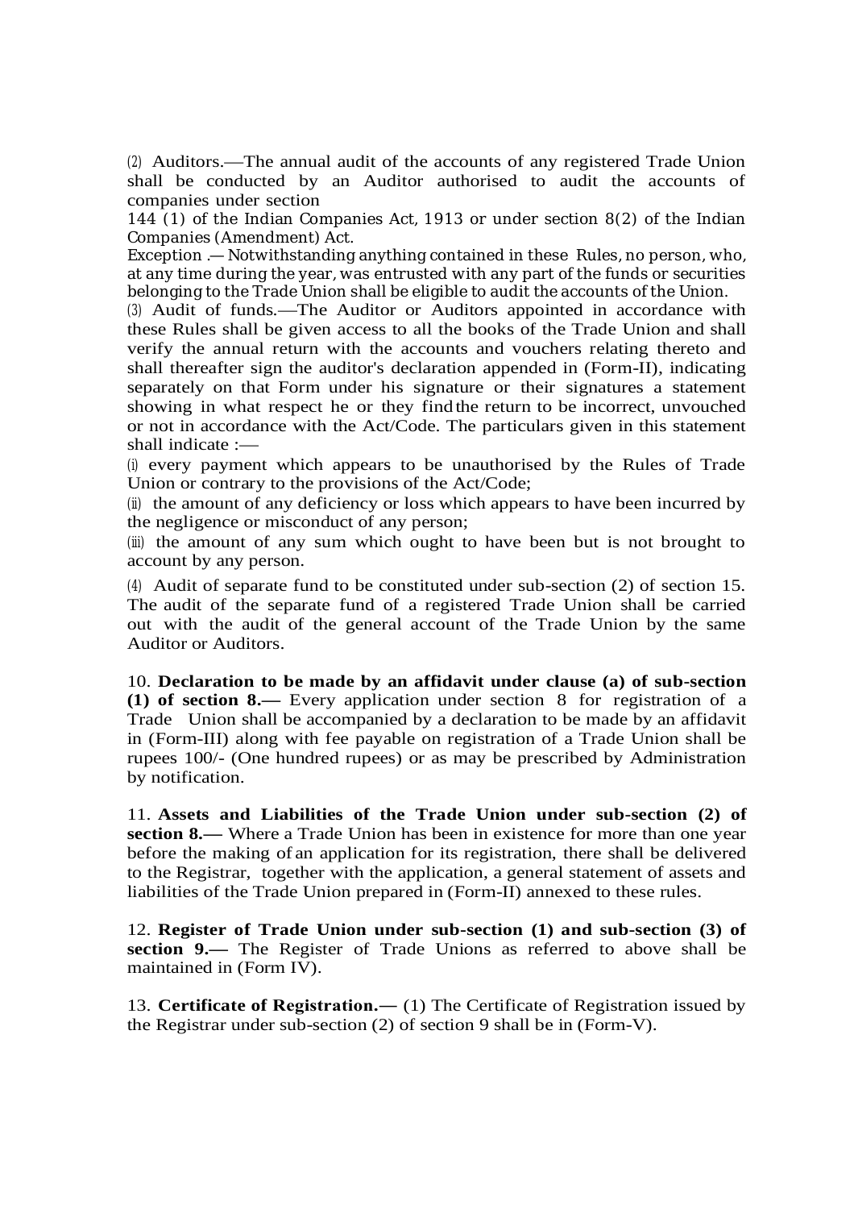(2) Auditors.—The annual audit of the accounts of any registered Trade Union shall be conducted by an Auditor authorised to audit the accounts of companies under section
144 (1) of the Indian Companies Act, 1913 or under section 8(2) of the Indian Companies (Amendment) Act.

Exception .— Notwithstanding anything contained in these Rules, no person, who, at any time during the year, was entrusted with any part of the funds or securities belonging to the Trade Union shall be eligible to audit the accounts of the Union.

(3) Audit of funds.—The Auditor or Auditors appointed in accordance with these Rules shall be given access to all the books of the Trade Union and shall verify the annual return with the accounts and vouchers relating thereto and shall thereafter sign the auditor's declaration appended in (Form-II), indicating separately on that Form under his signature or their signatures a statement showing in what respect he or they find the return to be incorrect, unvouched or not in accordance with the Act/Code. The particulars given in this statement shall indicate :—

(i) every payment which appears to be unauthorised by the Rules of Trade Union or contrary to the provisions of the Act/Code;

(ii) the amount of any deficiency or loss which appears to have been incurred by the negligence or misconduct of any person;

(iii) the amount of any sum which ought to have been but is not brought to account by any person.

(4) Audit of separate fund to be constituted under sub-section (2) of section 15. The audit of the separate fund of a registered Trade Union shall be carried out with the audit of the general account of the Trade Union by the same Auditor or Auditors.

10. **Declaration to be made by an affidavit under clause (a) of sub-section (1) of section 8.—** Every application under section 8 for registration of a Trade Union shall be accompanied by a declaration to be made by an affidavit in (Form-III) along with fee payable on registration of a Trade Union shall be rupees 100/- (One hundred rupees) or as may be prescribed by Administration by notification.

11. **Assets and Liabilities of the Trade Union under sub-section (2) of section 8.—** Where a Trade Union has been in existence for more than one year before the making of an application for its registration, there shall be delivered to the Registrar, together with the application, a general statement of assets and liabilities of the Trade Union prepared in (Form-II) annexed to these rules.

12. **Register of Trade Union under sub-section (1) and sub-section (3) of section 9.—** The Register of Trade Unions as referred to above shall be maintained in (Form IV).

13. **Certificate of Registration.—** (1) The Certificate of Registration issued by the Registrar under sub-section (2) of section 9 shall be in (Form-V).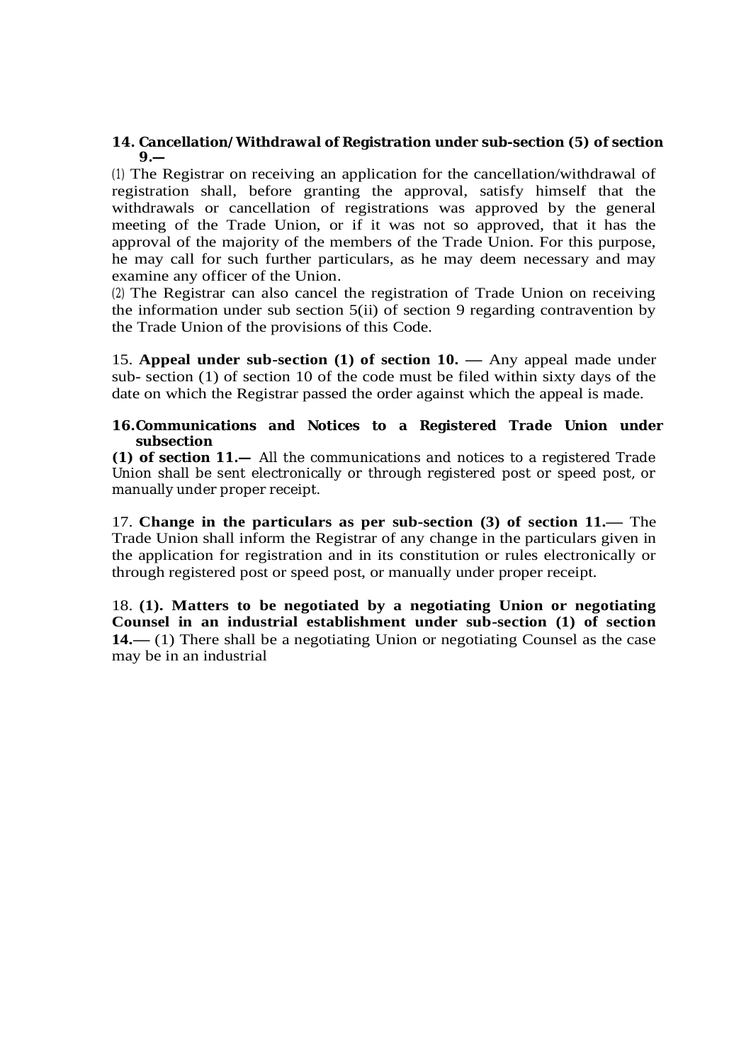**14. Cancellation/Withdrawal of Registration under sub-section (5) of section 9.—**

(1) The Registrar on receiving an application for the cancellation/withdrawal of registration shall, before granting the approval, satisfy himself that the withdrawals or cancellation of registrations was approved by the general meeting of the Trade Union, or if it was not so approved, that it has the approval of the majority of the members of the Trade Union. For this purpose, he may call for such further particulars, as he may deem necessary and may examine any officer of the Union.

(2) The Registrar can also cancel the registration of Trade Union on receiving the information under sub section 5(ii) of section 9 regarding contravention by the Trade Union of the provisions of this Code.

15. **Appeal under sub-section (1) of section 10. —** Any appeal made under sub- section (1) of section 10 of the code must be filed within sixty days of the date on which the Registrar passed the order against which the appeal is made.

**16.Communications and Notices to a Registered Trade Union under subsection (1) of section 11.—** All the communications and notices to a registered Trade Union shall be sent electronically or through registered post or speed post, or manually under proper receipt.

17. **Change in the particulars as per sub-section (3) of section 11.—** The Trade Union shall inform the Registrar of any change in the particulars given in the application for registration and in its constitution or rules electronically or through registered post or speed post, or manually under proper receipt.

18. **(1). Matters to be negotiated by a negotiating Union or negotiating Counsel in an industrial establishment under sub-section (1) of section 14.—** (1) There shall be a negotiating Union or negotiating Counsel as the case may be in an industrial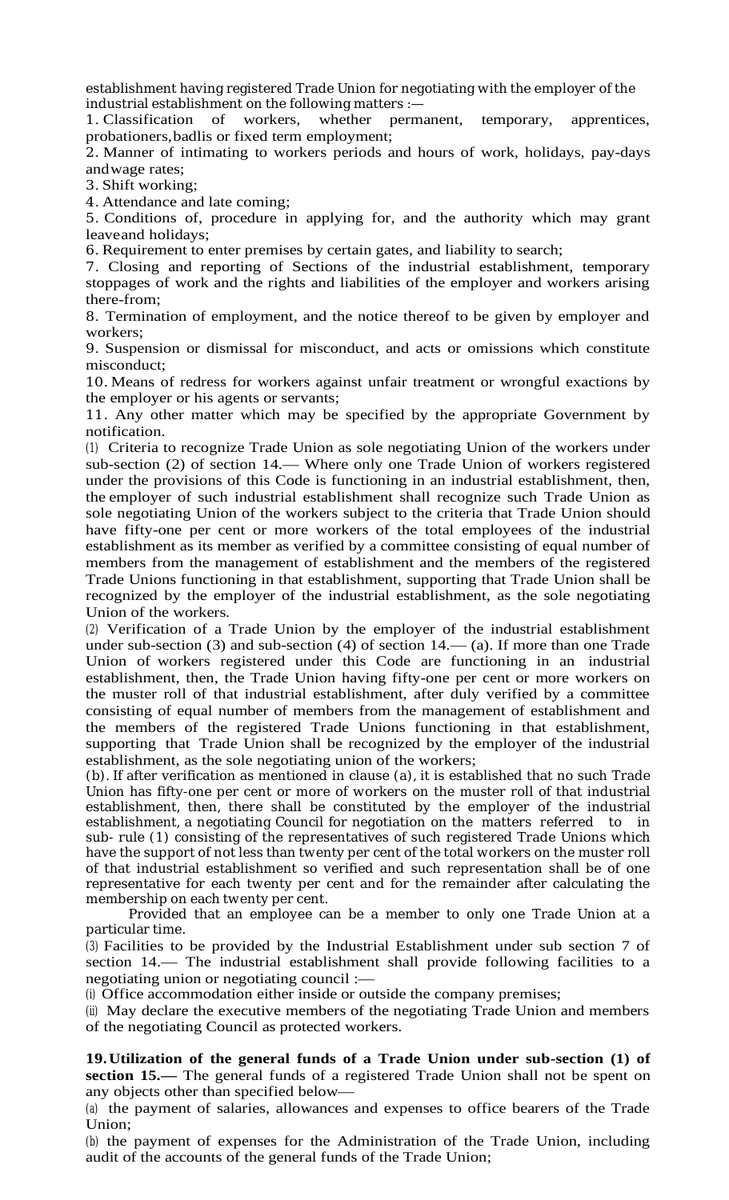establishment having registered Trade Union for negotiating with the employer of the industrial establishment on the following matters :—

1. Classification of workers, whether permanent, temporary, apprentices, probationers, badlis or fixed term employment;
2. Manner of intimating to workers periods and hours of work, holidays, pay-days and wage rates;
3. Shift working;
4. Attendance and late coming;
5. Conditions of, procedure in applying for, and the authority which may grant leave and holidays;
6. Requirement to enter premises by certain gates, and liability to search;
7. Closing and reporting of Sections of the industrial establishment, temporary stoppages of work and the rights and liabilities of the employer and workers arising there-from;
8. Termination of employment, and the notice thereof to be given by employer and workers;
9. Suspension or dismissal for misconduct, and acts or omissions which constitute misconduct;
10. Means of redress for workers against unfair treatment or wrongful exactions by the employer or his agents or servants;
11. Any other matter which may be specified by the appropriate Government by notification.

(1) Criteria to recognize Trade Union as sole negotiating Union of the workers under sub-section (2) of section 14.— Where only one Trade Union of workers registered under the provisions of this Code is functioning in an industrial establishment, then, the employer of such industrial establishment shall recognize such Trade Union as sole negotiating Union of the workers subject to the criteria that Trade Union should have fifty-one per cent or more workers of the total employees of the industrial establishment as its member as verified by a committee consisting of equal number of members from the management of establishment and the members of the registered Trade Unions functioning in that establishment, supporting that Trade Union shall be recognized by the employer of the industrial establishment, as the sole negotiating Union of the workers.

(2) Verification of a Trade Union by the employer of the industrial establishment under sub-section (3) and sub-section (4) of section 14.— (a). If more than one Trade Union of workers registered under this Code are functioning in an industrial establishment, then, the Trade Union having fifty-one per cent or more workers on the muster roll of that industrial establishment, after duly verified by a committee consisting of equal number of members from the management of establishment and the members of the registered Trade Unions functioning in that establishment, supporting that Trade Union shall be recognized by the employer of the industrial establishment, as the sole negotiating union of the workers;

(b). If after verification as mentioned in clause (a), it is established that no such Trade Union has fifty-one per cent or more of workers on the muster roll of that industrial establishment, then, there shall be constituted by the employer of the industrial establishment, a negotiating Council for negotiation on the matters referred to in sub- rule (1) consisting of the representatives of such registered Trade Unions which have the support of not less than twenty per cent of the total workers on the muster roll of that industrial establishment so verified and such representation shall be of one representative for each twenty per cent and for the remainder after calculating the membership on each twenty per cent.

Provided that an employee can be a member to only one Trade Union at a particular time.

(3) Facilities to be provided by the Industrial Establishment under sub section 7 of section 14.— The industrial establishment shall provide following facilities to a negotiating union or negotiating council :—

(i) Office accommodation either inside or outside the company premises;

(ii) May declare the executive members of the negotiating Trade Union and members of the negotiating Council as protected workers.

**19. Utilization of the general funds of a Trade Union under sub-section (1) of section 15.—** The general funds of a registered Trade Union shall not be spent on any objects other than specified below—

(a) the payment of salaries, allowances and expenses to office bearers of the Trade Union;

(b) the payment of expenses for the Administration of the Trade Union, including audit of the accounts of the general funds of the Trade Union;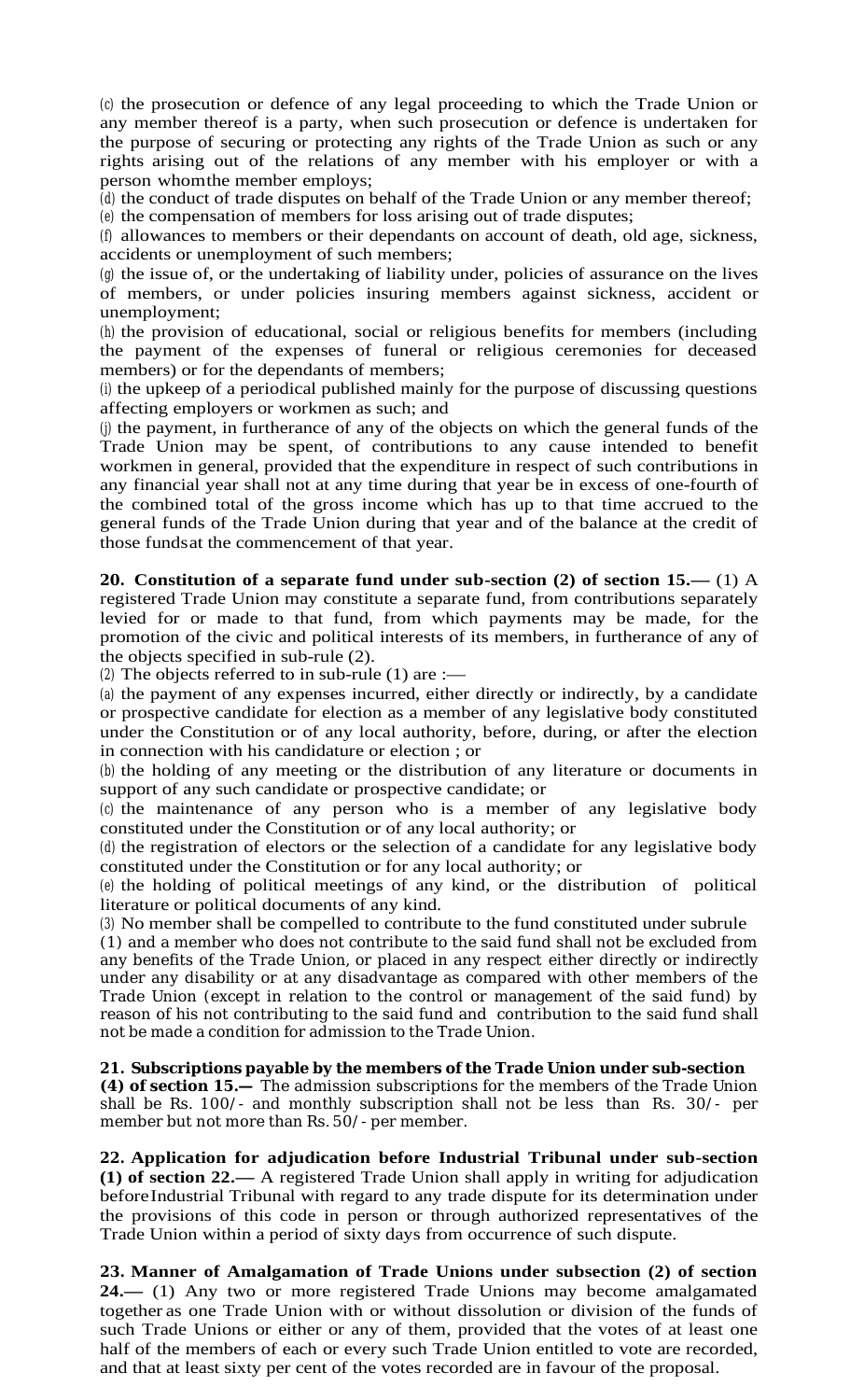(c) the prosecution or defence of any legal proceeding to which the Trade Union or any member thereof is a party, when such prosecution or defence is undertaken for the purpose of securing or protecting any rights of the Trade Union as such or any rights arising out of the relations of any member with his employer or with a person whomthe member employs;

(d) the conduct of trade disputes on behalf of the Trade Union or any member thereof;

(e) the compensation of members for loss arising out of trade disputes;

(f) allowances to members or their dependants on account of death, old age, sickness, accidents or unemployment of such members;

(g) the issue of, or the undertaking of liability under, policies of assurance on the lives of members, or under policies insuring members against sickness, accident or unemployment;

(h) the provision of educational, social or religious benefits for members (including the payment of the expenses of funeral or religious ceremonies for deceased members) or for the dependants of members;

(i) the upkeep of a periodical published mainly for the purpose of discussing questions affecting employers or workmen as such; and

(j) the payment, in furtherance of any of the objects on which the general funds of the Trade Union may be spent, of contributions to any cause intended to benefit workmen in general, provided that the expenditure in respect of such contributions in any financial year shall not at any time during that year be in excess of one-fourth of the combined total of the gross income which has up to that time accrued to the general funds of the Trade Union during that year and of the balance at the credit of those fundsat the commencement of that year.

**20. Constitution of a separate fund under sub-section (2) of section 15.—** (1) A registered Trade Union may constitute a separate fund, from contributions separately levied for or made to that fund, from which payments may be made, for the promotion of the civic and political interests of its members, in furtherance of any of the objects specified in sub-rule (2).

(2) The objects referred to in sub-rule (1) are :—

(a) the payment of any expenses incurred, either directly or indirectly, by a candidate or prospective candidate for election as a member of any legislative body constituted under the Constitution or of any local authority, before, during, or after the election in connection with his candidature or election ; or

(b) the holding of any meeting or the distribution of any literature or documents in support of any such candidate or prospective candidate; or

(c) the maintenance of any person who is a member of any legislative body constituted under the Constitution or of any local authority; or

(d) the registration of electors or the selection of a candidate for any legislative body constituted under the Constitution or for any local authority; or

(e) the holding of political meetings of any kind, or the distribution of political literature or political documents of any kind.

(3) No member shall be compelled to contribute to the fund constituted under subrule (1) and a member who does not contribute to the said fund shall not be excluded from any benefits of the Trade Union, or placed in any respect either directly or indirectly under any disability or at any disadvantage as compared with other members of the Trade Union (except in relation to the control or management of the said fund) by reason of his not contributing to the said fund and contribution to the said fund shall not be made a condition for admission to the Trade Union.

**21. Subscriptions payable by the members of the Trade Union under sub-section (4) of section 15.—** The admission subscriptions for the members of the Trade Union shall be Rs. 100/- and monthly subscription shall not be less than Rs. 30/- per member but not more than Rs. 50/- per member.

**22. Application for adjudication before Industrial Tribunal under sub-section (1) of section 22.—** A registered Trade Union shall apply in writing for adjudication beforeIndustrial Tribunal with regard to any trade dispute for its determination under the provisions of this code in person or through authorized representatives of the Trade Union within a period of sixty days from occurrence of such dispute.

**23. Manner of Amalgamation of Trade Unions under subsection (2) of section 24.—** (1) Any two or more registered Trade Unions may become amalgamated together as one Trade Union with or without dissolution or division of the funds of such Trade Unions or either or any of them, provided that the votes of at least one half of the members of each or every such Trade Union entitled to vote are recorded, and that at least sixty per cent of the votes recorded are in favour of the proposal.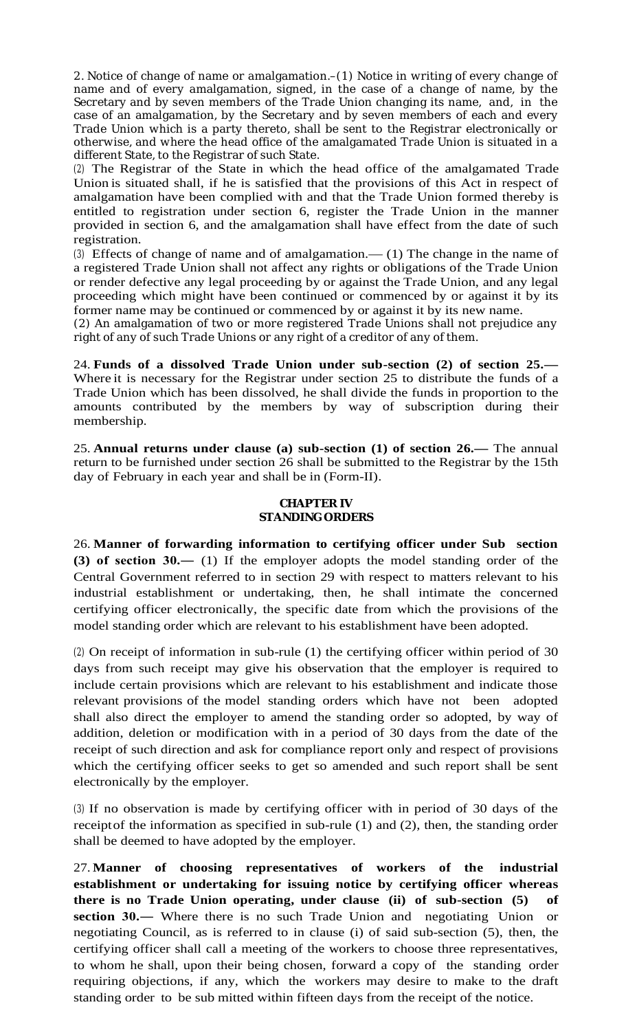2. Notice of change of name or amalgamation.–(1) Notice in writing of every change of name and of every amalgamation, signed, in the case of a change of name, by the Secretary and by seven members of the Trade Union changing its name, and, in the case of an amalgamation, by the Secretary and by seven members of each and every Trade Union which is a party thereto, shall be sent to the Registrar electronically or otherwise, and where the head office of the amalgamated Trade Union is situated in a different State, to the Registrar of such State.

(2) The Registrar of the State in which the head office of the amalgamated Trade Union is situated shall, if he is satisfied that the provisions of this Act in respect of amalgamation have been complied with and that the Trade Union formed thereby is entitled to registration under section 6, register the Trade Union in the manner provided in section 6, and the amalgamation shall have effect from the date of such registration.

(3) Effects of change of name and of amalgamation.— (1) The change in the name of a registered Trade Union shall not affect any rights or obligations of the Trade Union or render defective any legal proceeding by or against the Trade Union, and any legal proceeding which might have been continued or commenced by or against it by its former name may be continued or commenced by or against it by its new name.

(2) An amalgamation of two or more registered Trade Unions shall not prejudice any right of any of such Trade Unions or any right of a creditor of any of them.

24. **Funds of a dissolved Trade Union under sub-section (2) of section 25.—** Where it is necessary for the Registrar under section 25 to distribute the funds of a Trade Union which has been dissolved, he shall divide the funds in proportion to the amounts contributed by the members by way of subscription during their membership.

25. **Annual returns under clause (a) sub-section (1) of section 26.—** The annual return to be furnished under section 26 shall be submitted to the Registrar by the 15th day of February in each year and shall be in (Form-II).

## CHAPTER IV
## STANDING ORDERS

26. **Manner of forwarding information to certifying officer under Sub section (3) of section 30.—** (1) If the employer adopts the model standing order of the Central Government referred to in section 29 with respect to matters relevant to his industrial establishment or undertaking, then, he shall intimate the concerned certifying officer electronically, the specific date from which the provisions of the model standing order which are relevant to his establishment have been adopted.

(2) On receipt of information in sub-rule (1) the certifying officer within period of 30 days from such receipt may give his observation that the employer is required to include certain provisions which are relevant to his establishment and indicate those relevant provisions of the model standing orders which have not been adopted shall also direct the employer to amend the standing order so adopted, by way of addition, deletion or modification with in a period of 30 days from the date of the receipt of such direction and ask for compliance report only and respect of provisions which the certifying officer seeks to get so amended and such report shall be sent electronically by the employer.

(3) If no observation is made by certifying officer with in period of 30 days of the receiptof the information as specified in sub-rule (1) and (2), then, the standing order shall be deemed to have adopted by the employer.

27. **Manner of choosing representatives of workers of the industrial establishment or undertaking for issuing notice by certifying officer whereas there is no Trade Union operating, under clause (ii) of sub-section (5) of section 30.—** Where there is no such Trade Union and negotiating Union or negotiating Council, as is referred to in clause (i) of said sub-section (5), then, the certifying officer shall call a meeting of the workers to choose three representatives, to whom he shall, upon their being chosen, forward a copy of the standing order requiring objections, if any, which the workers may desire to make to the draft standing order to be sub mitted within fifteen days from the receipt of the notice.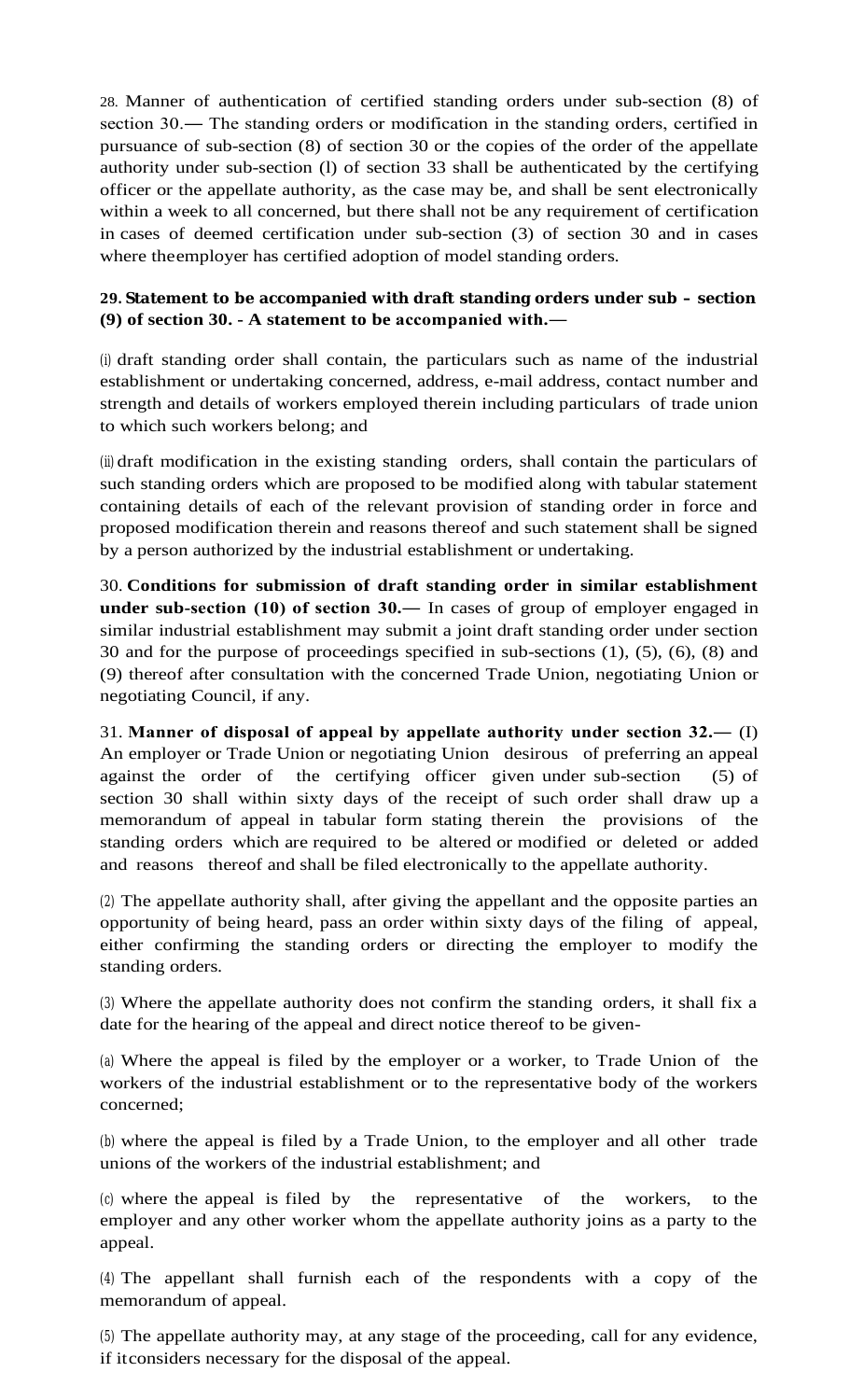28. Manner of authentication of certified standing orders under sub-section (8) of section 30.— The standing orders or modification in the standing orders, certified in pursuance of sub-section (8) of section 30 or the copies of the order of the appellate authority under sub-section (l) of section 33 shall be authenticated by the certifying officer or the appellate authority, as the case may be, and shall be sent electronically within a week to all concerned, but there shall not be any requirement of certification in cases of deemed certification under sub-section (3) of section 30 and in cases where theemployer has certified adoption of model standing orders.

**29. Statement to be accompanied with draft standing orders under sub – section (9) of section 30. - A statement to be accompanied with.—**

(i) draft standing order shall contain, the particulars such as name of the industrial establishment or undertaking concerned, address, e-mail address, contact number and strength and details of workers employed therein including particulars of trade union to which such workers belong; and

(ii) draft modification in the existing standing orders, shall contain the particulars of such standing orders which are proposed to be modified along with tabular statement containing details of each of the relevant provision of standing order in force and proposed modification therein and reasons thereof and such statement shall be signed by a person authorized by the industrial establishment or undertaking.

30. **Conditions for submission of draft standing order in similar establishment under sub-section (10) of section 30.—** In cases of group of employer engaged in similar industrial establishment may submit a joint draft standing order under section 30 and for the purpose of proceedings specified in sub-sections (1), (5), (6), (8) and (9) thereof after consultation with the concerned Trade Union, negotiating Union or negotiating Council, if any.

31. **Manner of disposal of appeal by appellate authority under section 32.—** (I) An employer or Trade Union or negotiating Union desirous of preferring an appeal against the order of the certifying officer given under sub-section (5) of section 30 shall within sixty days of the receipt of such order shall draw up a memorandum of appeal in tabular form stating therein the provisions of the standing orders which are required to be altered or modified or deleted or added and reasons thereof and shall be filed electronically to the appellate authority.

(2) The appellate authority shall, after giving the appellant and the opposite parties an opportunity of being heard, pass an order within sixty days of the filing of appeal, either confirming the standing orders or directing the employer to modify the standing orders.

(3) Where the appellate authority does not confirm the standing orders, it shall fix a date for the hearing of the appeal and direct notice thereof to be given-

(a) Where the appeal is filed by the employer or a worker, to Trade Union of the workers of the industrial establishment or to the representative body of the workers concerned;

(b) where the appeal is filed by a Trade Union, to the employer and all other trade unions of the workers of the industrial establishment; and

(c) where the appeal is filed by the representative of the workers, to the employer and any other worker whom the appellate authority joins as a party to the appeal.

(4) The appellant shall furnish each of the respondents with a copy of the memorandum of appeal.

(5) The appellate authority may, at any stage of the proceeding, call for any evidence, if itconsiders necessary for the disposal of the appeal.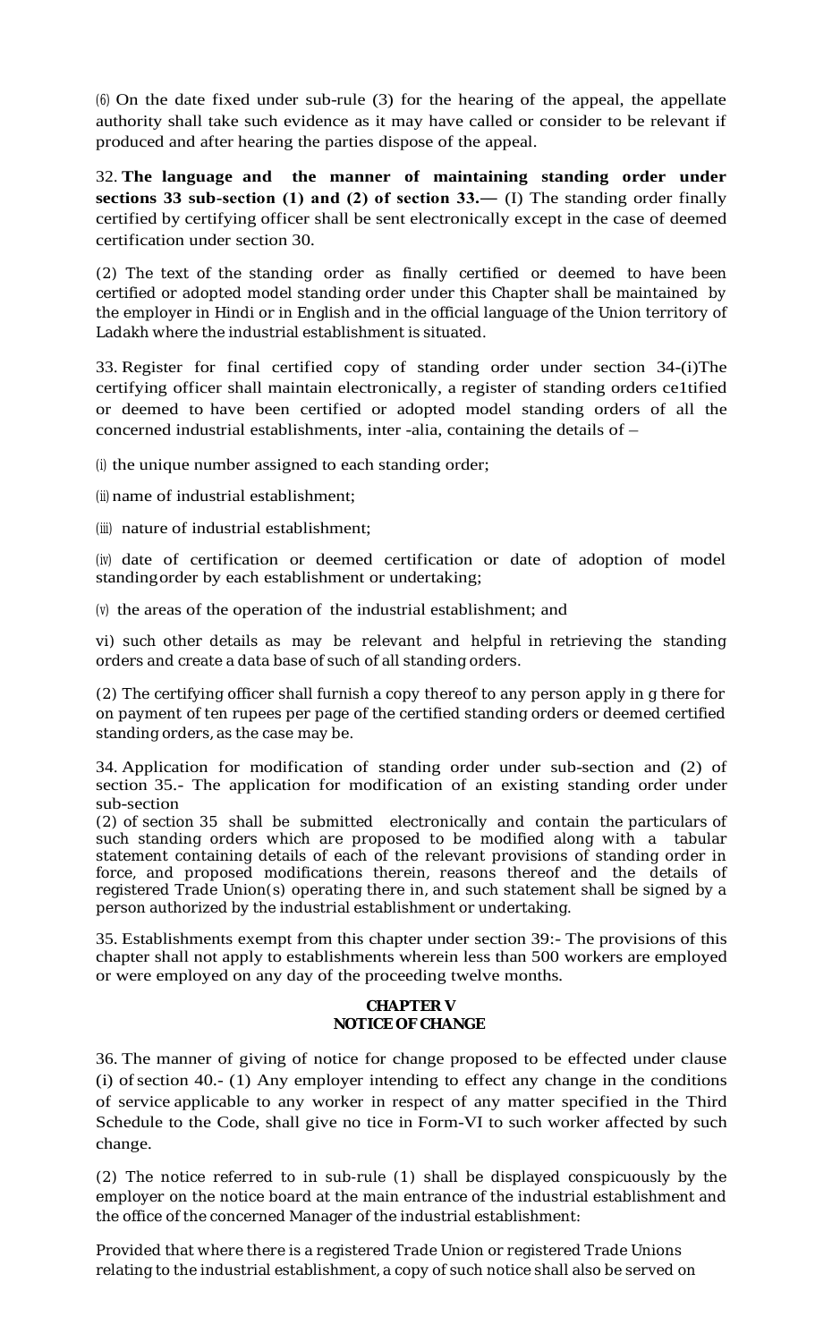(6) On the date fixed under sub-rule (3) for the hearing of the appeal, the appellate authority shall take such evidence as it may have called or consider to be relevant if produced and after hearing the parties dispose of the appeal.

32. **The language and the manner of maintaining standing order under sections 33 sub-section (1) and (2) of section 33.—** (I) The standing order finally certified by certifying officer shall be sent electronically except in the case of deemed certification under section 30.

(2) The text of the standing order as finally certified or deemed to have been certified or adopted model standing order under this Chapter shall be maintained by the employer in Hindi or in English and in the official language of the Union territory of Ladakh where the industrial establishment is situated.

33. Register for final certified copy of standing order under section 34-(i)The certifying officer shall maintain electronically, a register of standing orders ce1tified or deemed to have been certified or adopted model standing orders of all the concerned industrial establishments, inter -alia, containing the details of –

(i) the unique number assigned to each standing order;

(ii) name of industrial establishment;

(iii) nature of industrial establishment;

(iv) date of certification or deemed certification or date of adoption of model standingorder by each establishment or undertaking;

(v) the areas of the operation of the industrial establishment; and

vi) such other details as may be relevant and helpful in retrieving the standing orders and create a data base of such of all standing orders.

(2) The certifying officer shall furnish a copy thereof to any person apply in g there for on payment of ten rupees per page of the certified standing orders or deemed certified standing orders, as the case may be.

34. Application for modification of standing order under sub-section and (2) of section 35.- The application for modification of an existing standing order under sub-section
(2) of section 35 shall be submitted electronically and contain the particulars of such standing orders which are proposed to be modified along with a tabular statement containing details of each of the relevant provisions of standing order in force, and proposed modifications therein, reasons thereof and the details of registered Trade Union(s) operating there in, and such statement shall be signed by a person authorized by the industrial establishment or undertaking.

35. Establishments exempt from this chapter under section 39:- The provisions of this chapter shall not apply to establishments wherein less than 500 workers are employed or were employed on any day of the proceeding twelve months.

## CHAPTER V
## NOTICE OF CHANGE

36. The manner of giving of notice for change proposed to be effected under clause (i) of section 40.- (1) Any employer intending to effect any change in the conditions of service applicable to any worker in respect of any matter specified in the Third Schedule to the Code, shall give no tice in Form-VI to such worker affected by such change.

(2) The notice referred to in sub-rule (1) shall be displayed conspicuously by the employer on the notice board at the main entrance of the industrial establishment and the office of the concerned Manager of the industrial establishment:

Provided that where there is a registered Trade Union or registered Trade Unions relating to the industrial establishment, a copy of such notice shall also be served on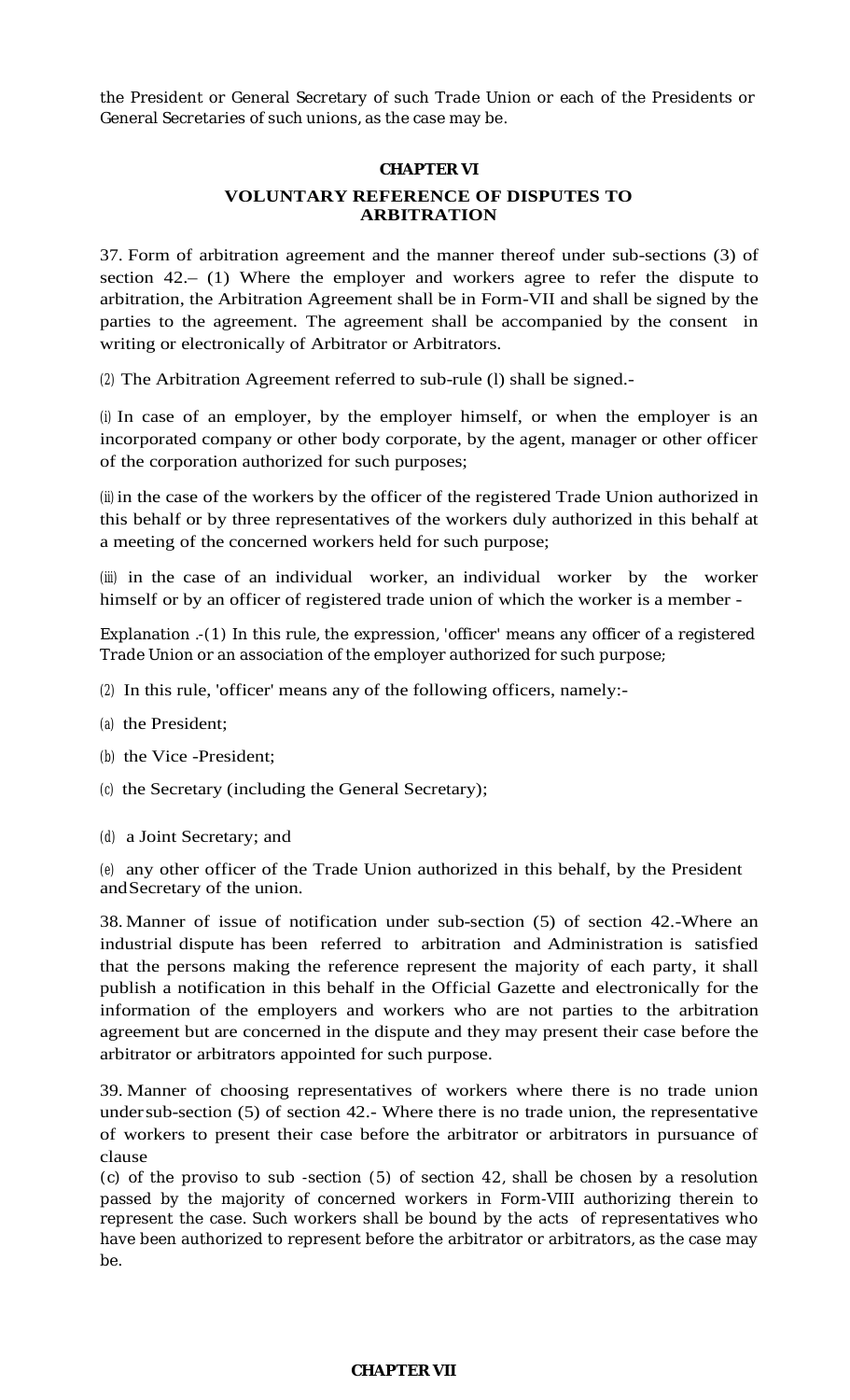the President or General Secretary of such Trade Union or each of the Presidents or General Secretaries of such unions, as the case may be.

## CHAPTER VI

## VOLUNTARY REFERENCE OF DISPUTES TO ARBITRATION

37. Form of arbitration agreement and the manner thereof under sub-sections (3) of section 42.– (1) Where the employer and workers agree to refer the dispute to arbitration, the Arbitration Agreement shall be in Form-VII and shall be signed by the parties to the agreement. The agreement shall be accompanied by the consent in writing or electronically of Arbitrator or Arbitrators.

(2) The Arbitration Agreement referred to sub-rule (l) shall be signed.-

(i) In case of an employer, by the employer himself, or when the employer is an incorporated company or other body corporate, by the agent, manager or other officer of the corporation authorized for such purposes;

(ii) in the case of the workers by the officer of the registered Trade Union authorized in this behalf or by three representatives of the workers duly authorized in this behalf at a meeting of the concerned workers held for such purpose;

(iii) in the case of an individual worker, an individual worker by the worker himself or by an officer of registered trade union of which the worker is a member -

Explanation .-(1) In this rule, the expression, 'officer' means any officer of a registered Trade Union or an association of the employer authorized for such purpose;

(2) In this rule, 'officer' means any of the following officers, namely:-

(a) the President;

(b) the Vice -President;

(c) the Secretary (including the General Secretary);

(d) a Joint Secretary; and

(e) any other officer of the Trade Union authorized in this behalf, by the President and Secretary of the union.

38. Manner of issue of notification under sub-section (5) of section 42.-Where an industrial dispute has been referred to arbitration and Administration is satisfied that the persons making the reference represent the majority of each party, it shall publish a notification in this behalf in the Official Gazette and electronically for the information of the employers and workers who are not parties to the arbitration agreement but are concerned in the dispute and they may present their case before the arbitrator or arbitrators appointed for such purpose.

39. Manner of choosing representatives of workers where there is no trade union under sub-section (5) of section 42.- Where there is no trade union, the representative of workers to present their case before the arbitrator or arbitrators in pursuance of clause

(c) of the proviso to sub -section (5) of section 42, shall be chosen by a resolution passed by the majority of concerned workers in Form-VIII authorizing therein to represent the case. Such workers shall be bound by the acts of representatives who have been authorized to represent before the arbitrator or arbitrators, as the case may be.

## CHAPTER VII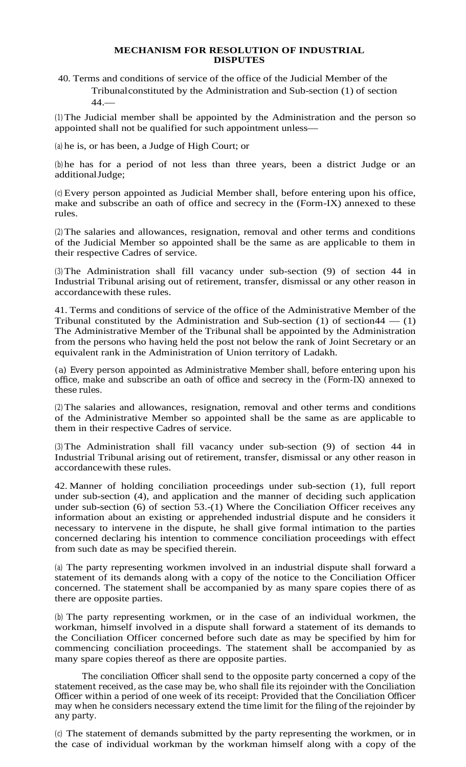**MECHANISM FOR RESOLUTION OF INDUSTRIAL DISPUTES**

40. Terms and conditions of service of the office of the Judicial Member of the Tribunalconstituted by the Administration and Sub-section (1) of section 44.—

(1) The Judicial member shall be appointed by the Administration and the person so appointed shall not be qualified for such appointment unless—

(a) he is, or has been, a Judge of High Court; or

(b) he has for a period of not less than three years, been a district Judge or an additionalJudge;

(c) Every person appointed as Judicial Member shall, before entering upon his office, make and subscribe an oath of office and secrecy in the (Form-IX) annexed to these rules.

(2) The salaries and allowances, resignation, removal and other terms and conditions of the Judicial Member so appointed shall be the same as are applicable to them in their respective Cadres of service.

(3) The Administration shall fill vacancy under sub-section (9) of section 44 in Industrial Tribunal arising out of retirement, transfer, dismissal or any other reason in accordancewith these rules.

41. Terms and conditions of service of the office of the Administrative Member of the Tribunal constituted by the Administration and Sub-section (1) of section44 — (1) The Administrative Member of the Tribunal shall be appointed by the Administration from the persons who having held the post not below the rank of Joint Secretary or an equivalent rank in the Administration of Union territory of Ladakh.

(a) Every person appointed as Administrative Member shall, before entering upon his office, make and subscribe an oath of office and secrecy in the (Form-IX) annexed to these rules.

(2) The salaries and allowances, resignation, removal and other terms and conditions of the Administrative Member so appointed shall be the same as are applicable to them in their respective Cadres of service.

(3) The Administration shall fill vacancy under sub-section (9) of section 44 in Industrial Tribunal arising out of retirement, transfer, dismissal or any other reason in accordancewith these rules.

42. Manner of holding conciliation proceedings under sub-section (1), full report under sub-section (4), and application and the manner of deciding such application under sub-section (6) of section 53.-(1) Where the Conciliation Officer receives any information about an existing or apprehended industrial dispute and he considers it necessary to intervene in the dispute, he shall give formal intimation to the parties concerned declaring his intention to commence conciliation proceedings with effect from such date as may be specified therein.

(a) The party representing workmen involved in an industrial dispute shall forward a statement of its demands along with a copy of the notice to the Conciliation Officer concerned. The statement shall be accompanied by as many spare copies there of as there are opposite parties.

(b) The party representing workmen, or in the case of an individual workmen, the workman, himself involved in a dispute shall forward a statement of its demands to the Conciliation Officer concerned before such date as may be specified by him for commencing conciliation proceedings. The statement shall be accompanied by as many spare copies thereof as there are opposite parties.

The conciliation Officer shall send to the opposite party concerned a copy of the statement received, as the case may be, who shall file its rejoinder with the Conciliation Officer within a period of one week of its receipt: Provided that the Conciliation Officer may when he considers necessary extend the time limit for the filing of the rejoinder by any party.

(c) The statement of demands submitted by the party representing the workmen, or in the case of individual workman by the workman himself along with a copy of the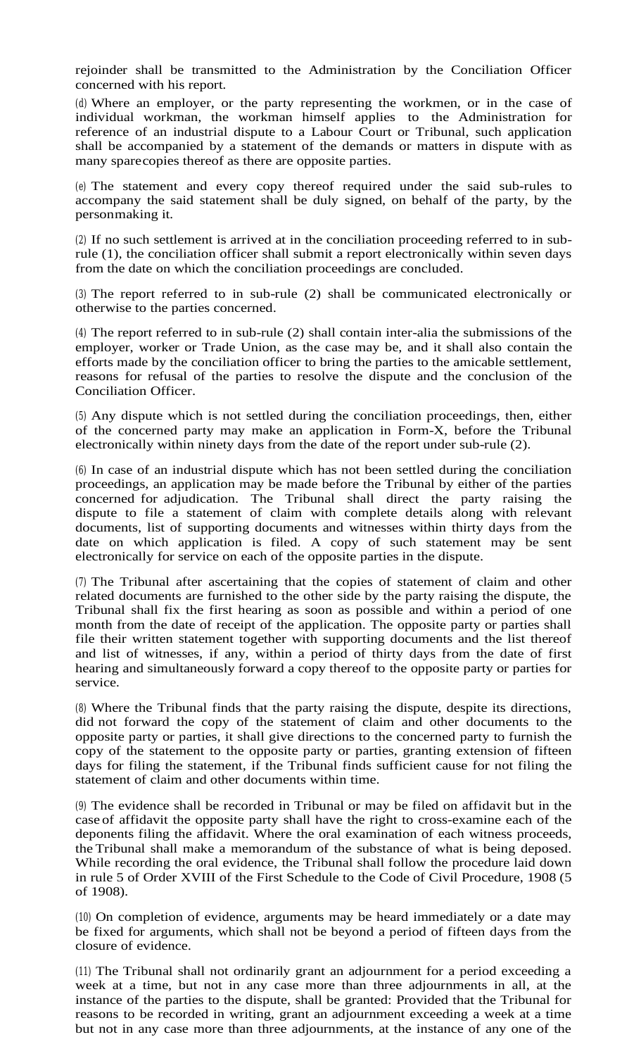rejoinder shall be transmitted to the Administration by the Conciliation Officer concerned with his report.

(d) Where an employer, or the party representing the workmen, or in the case of individual workman, the workman himself applies to the Administration for reference of an industrial dispute to a Labour Court or Tribunal, such application shall be accompanied by a statement of the demands or matters in dispute with as many sparecopies thereof as there are opposite parties.

(e) The statement and every copy thereof required under the said sub-rules to accompany the said statement shall be duly signed, on behalf of the party, by the personmaking it.

(2) If no such settlement is arrived at in the conciliation proceeding referred to in sub-rule (1), the conciliation officer shall submit a report electronically within seven days from the date on which the conciliation proceedings are concluded.

(3) The report referred to in sub-rule (2) shall be communicated electronically or otherwise to the parties concerned.

(4) The report referred to in sub-rule (2) shall contain inter-alia the submissions of the employer, worker or Trade Union, as the case may be, and it shall also contain the efforts made by the conciliation officer to bring the parties to the amicable settlement, reasons for refusal of the parties to resolve the dispute and the conclusion of the Conciliation Officer.

(5) Any dispute which is not settled during the conciliation proceedings, then, either of the concerned party may make an application in Form-X, before the Tribunal electronically within ninety days from the date of the report under sub-rule (2).

(6) In case of an industrial dispute which has not been settled during the conciliation proceedings, an application may be made before the Tribunal by either of the parties concerned for adjudication. The Tribunal shall direct the party raising the dispute to file a statement of claim with complete details along with relevant documents, list of supporting documents and witnesses within thirty days from the date on which application is filed. A copy of such statement may be sent electronically for service on each of the opposite parties in the dispute.

(7) The Tribunal after ascertaining that the copies of statement of claim and other related documents are furnished to the other side by the party raising the dispute, the Tribunal shall fix the first hearing as soon as possible and within a period of one month from the date of receipt of the application. The opposite party or parties shall file their written statement together with supporting documents and the list thereof and list of witnesses, if any, within a period of thirty days from the date of first hearing and simultaneously forward a copy thereof to the opposite party or parties for service.

(8) Where the Tribunal finds that the party raising the dispute, despite its directions, did not forward the copy of the statement of claim and other documents to the opposite party or parties, it shall give directions to the concerned party to furnish the copy of the statement to the opposite party or parties, granting extension of fifteen days for filing the statement, if the Tribunal finds sufficient cause for not filing the statement of claim and other documents within time.

(9) The evidence shall be recorded in Tribunal or may be filed on affidavit but in the case of affidavit the opposite party shall have the right to cross-examine each of the deponents filing the affidavit. Where the oral examination of each witness proceeds, the Tribunal shall make a memorandum of the substance of what is being deposed. While recording the oral evidence, the Tribunal shall follow the procedure laid down in rule 5 of Order XVIII of the First Schedule to the Code of Civil Procedure, 1908 (5 of 1908).

(10) On completion of evidence, arguments may be heard immediately or a date may be fixed for arguments, which shall not be beyond a period of fifteen days from the closure of evidence.

(11) The Tribunal shall not ordinarily grant an adjournment for a period exceeding a week at a time, but not in any case more than three adjournments in all, at the instance of the parties to the dispute, shall be granted: Provided that the Tribunal for reasons to be recorded in writing, grant an adjournment exceeding a week at a time but not in any case more than three adjournments, at the instance of any one of the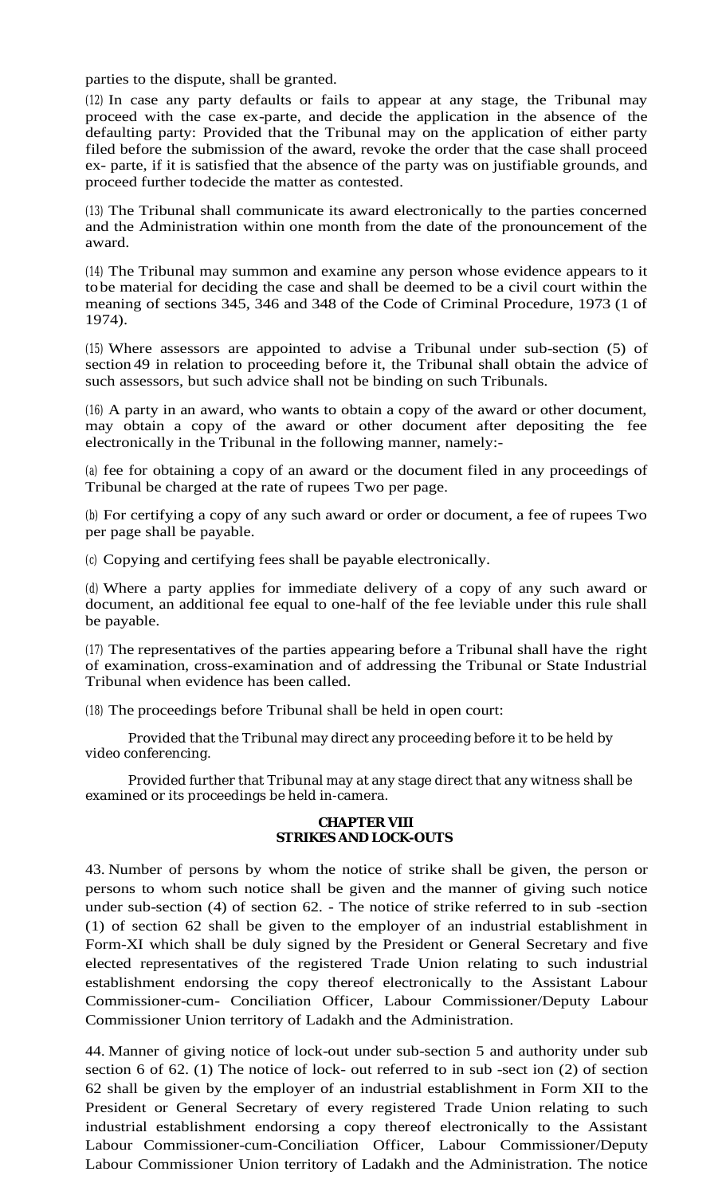parties to the dispute, shall be granted.

(12) In case any party defaults or fails to appear at any stage, the Tribunal may proceed with the case ex-parte, and decide the application in the absence of the defaulting party: Provided that the Tribunal may on the application of either party filed before the submission of the award, revoke the order that the case shall proceed ex- parte, if it is satisfied that the absence of the party was on justifiable grounds, and proceed further todecide the matter as contested.

(13) The Tribunal shall communicate its award electronically to the parties concerned and the Administration within one month from the date of the pronouncement of the award.

(14) The Tribunal may summon and examine any person whose evidence appears to it tobe material for deciding the case and shall be deemed to be a civil court within the meaning of sections 345, 346 and 348 of the Code of Criminal Procedure, 1973 (1 of 1974).

(15) Where assessors are appointed to advise a Tribunal under sub-section (5) of section 49 in relation to proceeding before it, the Tribunal shall obtain the advice of such assessors, but such advice shall not be binding on such Tribunals.

(16) A party in an award, who wants to obtain a copy of the award or other document, may obtain a copy of the award or other document after depositing the fee electronically in the Tribunal in the following manner, namely:-

(a) fee for obtaining a copy of an award or the document filed in any proceedings of Tribunal be charged at the rate of rupees Two per page.

(b) For certifying a copy of any such award or order or document, a fee of rupees Two per page shall be payable.

(c) Copying and certifying fees shall be payable electronically.

(d) Where a party applies for immediate delivery of a copy of any such award or document, an additional fee equal to one-half of the fee leviable under this rule shall be payable.

(17) The representatives of the parties appearing before a Tribunal shall have the right of examination, cross-examination and of addressing the Tribunal or State Industrial Tribunal when evidence has been called.

(18) The proceedings before Tribunal shall be held in open court:

Provided that the Tribunal may direct any proceeding before it to be held by video conferencing.

Provided further that Tribunal may at any stage direct that any witness shall be examined or its proceedings be held in-camera.

## CHAPTER VIII
## STRIKES AND LOCK-OUTS

43. Number of persons by whom the notice of strike shall be given, the person or persons to whom such notice shall be given and the manner of giving such notice under sub-section (4) of section 62. - The notice of strike referred to in sub -section (1) of section 62 shall be given to the employer of an industrial establishment in Form-XI which shall be duly signed by the President or General Secretary and five elected representatives of the registered Trade Union relating to such industrial establishment endorsing the copy thereof electronically to the Assistant Labour Commissioner-cum- Conciliation Officer, Labour Commissioner/Deputy Labour Commissioner Union territory of Ladakh and the Administration.

44. Manner of giving notice of lock-out under sub-section 5 and authority under sub section 6 of 62. (1) The notice of lock- out referred to in sub -sect ion (2) of section 62 shall be given by the employer of an industrial establishment in Form XII to the President or General Secretary of every registered Trade Union relating to such industrial establishment endorsing a copy thereof electronically to the Assistant Labour Commissioner-cum-Conciliation Officer, Labour Commissioner/Deputy Labour Commissioner Union territory of Ladakh and the Administration. The notice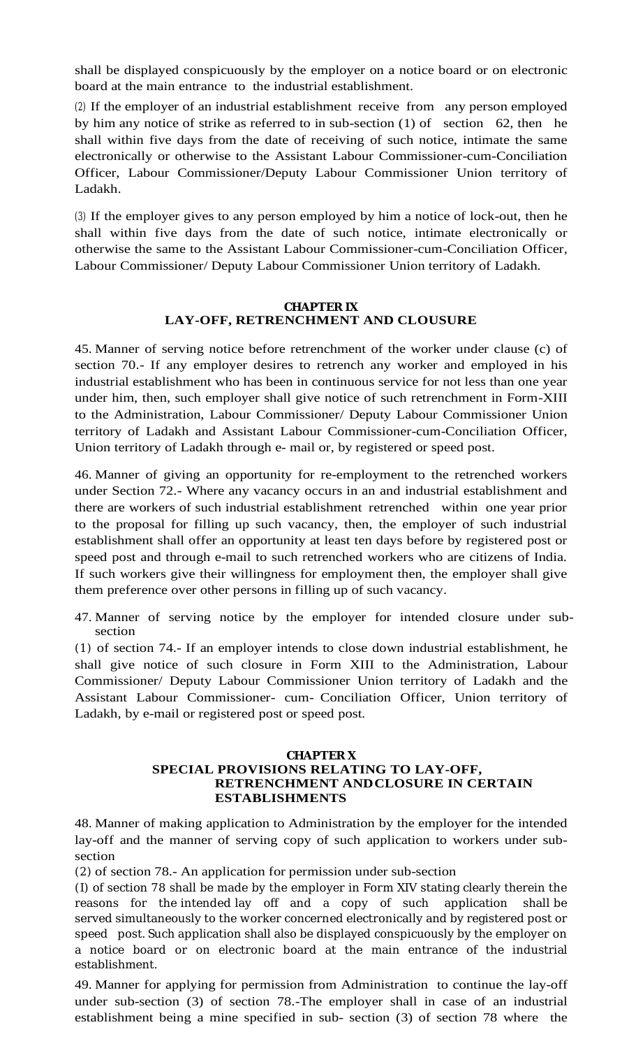shall be displayed conspicuously by the employer on a notice board or on electronic board at the main entrance to the industrial establishment.

(2) If the employer of an industrial establishment receive from any person employed by him any notice of strike as referred to in sub-section (1) of section 62, then he shall within five days from the date of receiving of such notice, intimate the same electronically or otherwise to the Assistant Labour Commissioner-cum-Conciliation Officer, Labour Commissioner/Deputy Labour Commissioner Union territory of Ladakh.

(3) If the employer gives to any person employed by him a notice of lock-out, then he shall within five days from the date of such notice, intimate electronically or otherwise the same to the Assistant Labour Commissioner-cum-Conciliation Officer, Labour Commissioner/ Deputy Labour Commissioner Union territory of Ladakh.

## CHAPTER IX
## LAY-OFF, RETRENCHMENT AND CLOUSURE

45. Manner of serving notice before retrenchment of the worker under clause (c) of section 70.- If any employer desires to retrench any worker and employed in his industrial establishment who has been in continuous service for not less than one year under him, then, such employer shall give notice of such retrenchment in Form-XIII to the Administration, Labour Commissioner/ Deputy Labour Commissioner Union territory of Ladakh and Assistant Labour Commissioner-cum-Conciliation Officer, Union territory of Ladakh through e- mail or, by registered or speed post.

46. Manner of giving an opportunity for re-employment to the retrenched workers under Section 72.- Where any vacancy occurs in an and industrial establishment and there are workers of such industrial establishment retrenched within one year prior to the proposal for filling up such vacancy, then, the employer of such industrial establishment shall offer an opportunity at least ten days before by registered post or speed post and through e-mail to such retrenched workers who are citizens of India. If such workers give their willingness for employment then, the employer shall give them preference over other persons in filling up of such vacancy.

47. Manner of serving notice by the employer for intended closure under sub-section (1) of section 74.- If an employer intends to close down industrial establishment, he shall give notice of such closure in Form XIII to the Administration, Labour Commissioner/ Deputy Labour Commissioner Union territory of Ladakh and the Assistant Labour Commissioner- cum- Conciliation Officer, Union territory of Ladakh, by e-mail or registered post or speed post.

## CHAPTER X
## SPECIAL PROVISIONS RELATING TO LAY-OFF, RETRENCHMENT ANDCLOSURE IN CERTAIN ESTABLISHMENTS

48. Manner of making application to Administration by the employer for the intended lay-off and the manner of serving copy of such application to workers under sub-section (2) of section 78.- An application for permission under sub-section (I) of section 78 shall be made by the employer in Form XIV stating clearly therein the reasons for the intended lay off and a copy of such application shall be served simultaneously to the worker concerned electronically and by registered post or speed post. Such application shall also be displayed conspicuously by the employer on a notice board or on electronic board at the main entrance of the industrial establishment.

49. Manner for applying for permission from Administration to continue the lay-off under sub-section (3) of section 78.-The employer shall in case of an industrial establishment being a mine specified in sub- section (3) of section 78 where the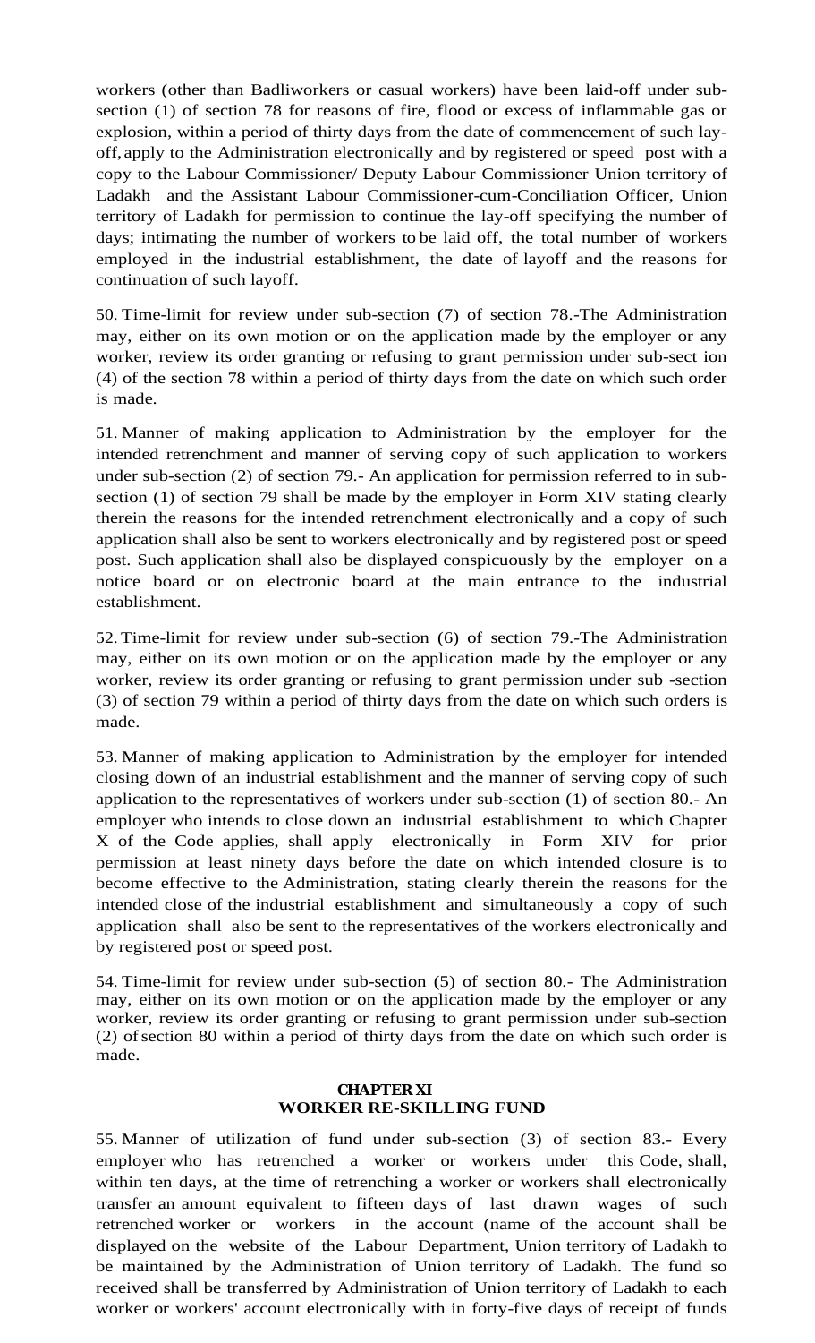workers (other than Badliworkers or casual workers) have been laid-off under sub-section (1) of section 78 for reasons of fire, flood or excess of inflammable gas or explosion, within a period of thirty days from the date of commencement of such lay-off, apply to the Administration electronically and by registered or speed post with a copy to the Labour Commissioner/ Deputy Labour Commissioner Union territory of Ladakh and the Assistant Labour Commissioner-cum-Conciliation Officer, Union territory of Ladakh for permission to continue the lay-off specifying the number of days; intimating the number of workers to be laid off, the total number of workers employed in the industrial establishment, the date of layoff and the reasons for continuation of such layoff.

50. Time-limit for review under sub-section (7) of section 78.-The Administration may, either on its own motion or on the application made by the employer or any worker, review its order granting or refusing to grant permission under sub-sect ion (4) of the section 78 within a period of thirty days from the date on which such order is made.

51. Manner of making application to Administration by the employer for the intended retrenchment and manner of serving copy of such application to workers under sub-section (2) of section 79.- An application for permission referred to in sub-section (1) of section 79 shall be made by the employer in Form XIV stating clearly therein the reasons for the intended retrenchment electronically and a copy of such application shall also be sent to workers electronically and by registered post or speed post. Such application shall also be displayed conspicuously by the employer on a notice board or on electronic board at the main entrance to the industrial establishment.

52. Time-limit for review under sub-section (6) of section 79.-The Administration may, either on its own motion or on the application made by the employer or any worker, review its order granting or refusing to grant permission under sub -section (3) of section 79 within a period of thirty days from the date on which such orders is made.

53. Manner of making application to Administration by the employer for intended closing down of an industrial establishment and the manner of serving copy of such application to the representatives of workers under sub-section (1) of section 80.- An employer who intends to close down an industrial establishment to which Chapter X of the Code applies, shall apply electronically in Form XIV for prior permission at least ninety days before the date on which intended closure is to become effective to the Administration, stating clearly therein the reasons for the intended close of the industrial establishment and simultaneously a copy of such application shall also be sent to the representatives of the workers electronically and by registered post or speed post.

54. Time-limit for review under sub-section (5) of section 80.- The Administration may, either on its own motion or on the application made by the employer or any worker, review its order granting or refusing to grant permission under sub-section (2) of section 80 within a period of thirty days from the date on which such order is made.

## CHAPTER XI
## WORKER RE-SKILLING FUND

55. Manner of utilization of fund under sub-section (3) of section 83.- Every employer who has retrenched a worker or workers under this Code, shall, within ten days, at the time of retrenching a worker or workers shall electronically transfer an amount equivalent to fifteen days of last drawn wages of such retrenched worker or workers in the account (name of the account shall be displayed on the website of the Labour Department, Union territory of Ladakh to be maintained by the Administration of Union territory of Ladakh. The fund so received shall be transferred by Administration of Union territory of Ladakh to each worker or workers' account electronically with in forty-five days of receipt of funds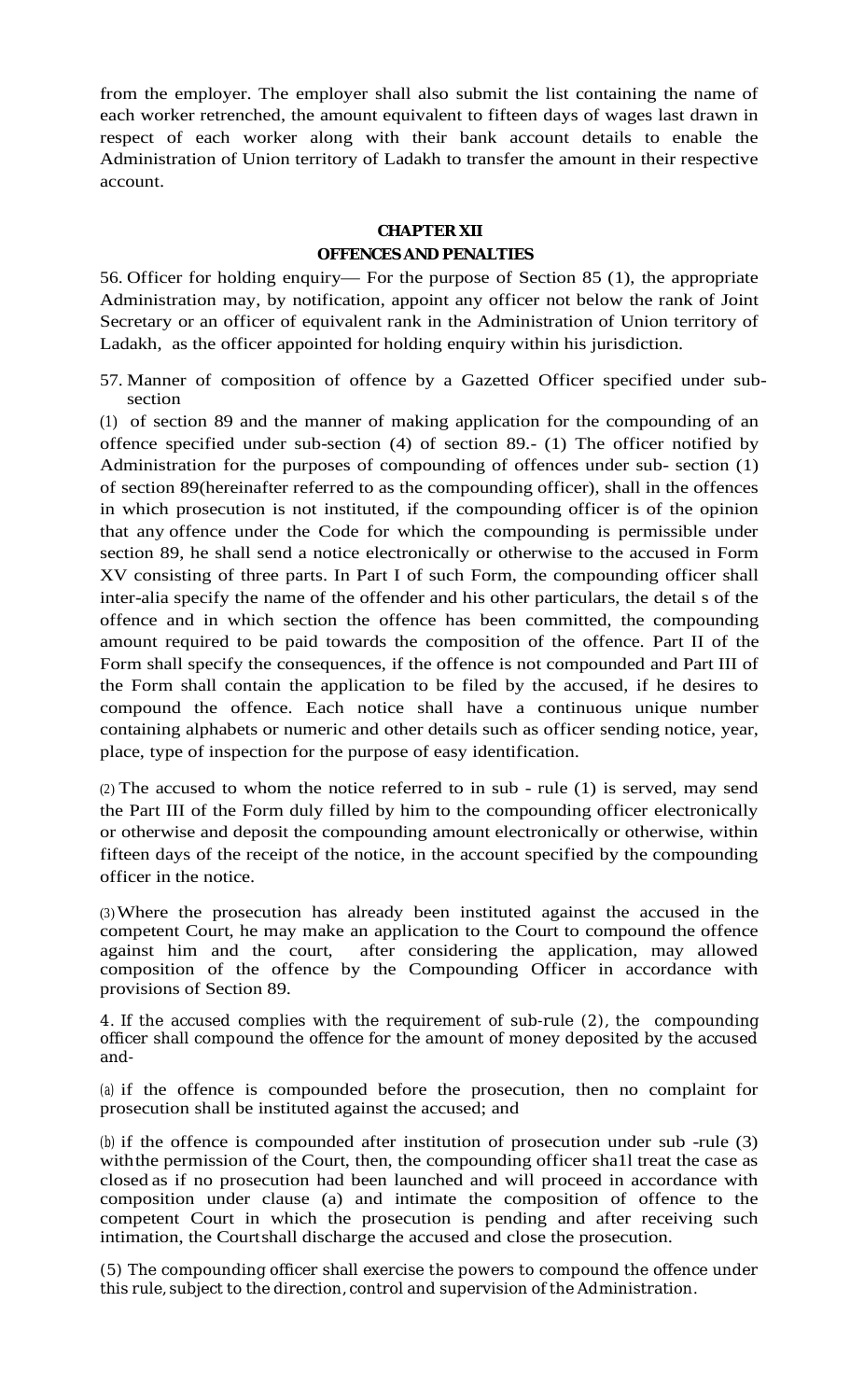from the employer. The employer shall also submit the list containing the name of each worker retrenched, the amount equivalent to fifteen days of wages last drawn in respect of each worker along with their bank account details to enable the Administration of Union territory of Ladakh to transfer the amount in their respective account.

## CHAPTER XII
## OFFENCES AND PENALTIES

56. Officer for holding enquiry— For the purpose of Section 85 (1), the appropriate Administration may, by notification, appoint any officer not below the rank of Joint Secretary or an officer of equivalent rank in the Administration of Union territory of Ladakh, as the officer appointed for holding enquiry within his jurisdiction.

57. Manner of composition of offence by a Gazetted Officer specified under sub-section

(1) of section 89 and the manner of making application for the compounding of an offence specified under sub-section (4) of section 89.- (1) The officer notified by Administration for the purposes of compounding of offences under sub- section (1) of section 89(hereinafter referred to as the compounding officer), shall in the offences in which prosecution is not instituted, if the compounding officer is of the opinion that any offence under the Code for which the compounding is permissible under section 89, he shall send a notice electronically or otherwise to the accused in Form XV consisting of three parts. In Part I of such Form, the compounding officer shall inter-alia specify the name of the offender and his other particulars, the detail s of the offence and in which section the offence has been committed, the compounding amount required to be paid towards the composition of the offence. Part II of the Form shall specify the consequences, if the offence is not compounded and Part III of the Form shall contain the application to be filed by the accused, if he desires to compound the offence. Each notice shall have a continuous unique number containing alphabets or numeric and other details such as officer sending notice, year, place, type of inspection for the purpose of easy identification.

(2) The accused to whom the notice referred to in sub - rule (1) is served, may send the Part III of the Form duly filled by him to the compounding officer electronically or otherwise and deposit the compounding amount electronically or otherwise, within fifteen days of the receipt of the notice, in the account specified by the compounding officer in the notice.

(3) Where the prosecution has already been instituted against the accused in the competent Court, he may make an application to the Court to compound the offence against him and the court, after considering the application, may allowed composition of the offence by the Compounding Officer in accordance with provisions of Section 89.

4. If the accused complies with the requirement of sub-rule (2), the compounding officer shall compound the offence for the amount of money deposited by the accused and-

(a) if the offence is compounded before the prosecution, then no complaint for prosecution shall be instituted against the accused; and

(b) if the offence is compounded after institution of prosecution under sub -rule (3) withthe permission of the Court, then, the compounding officer sha1l treat the case as closed as if no prosecution had been launched and will proceed in accordance with composition under clause (a) and intimate the composition of offence to the competent Court in which the prosecution is pending and after receiving such intimation, the Courtshall discharge the accused and close the prosecution.

(5) The compounding officer shall exercise the powers to compound the offence under this rule, subject to the direction, control and supervision of the Administration.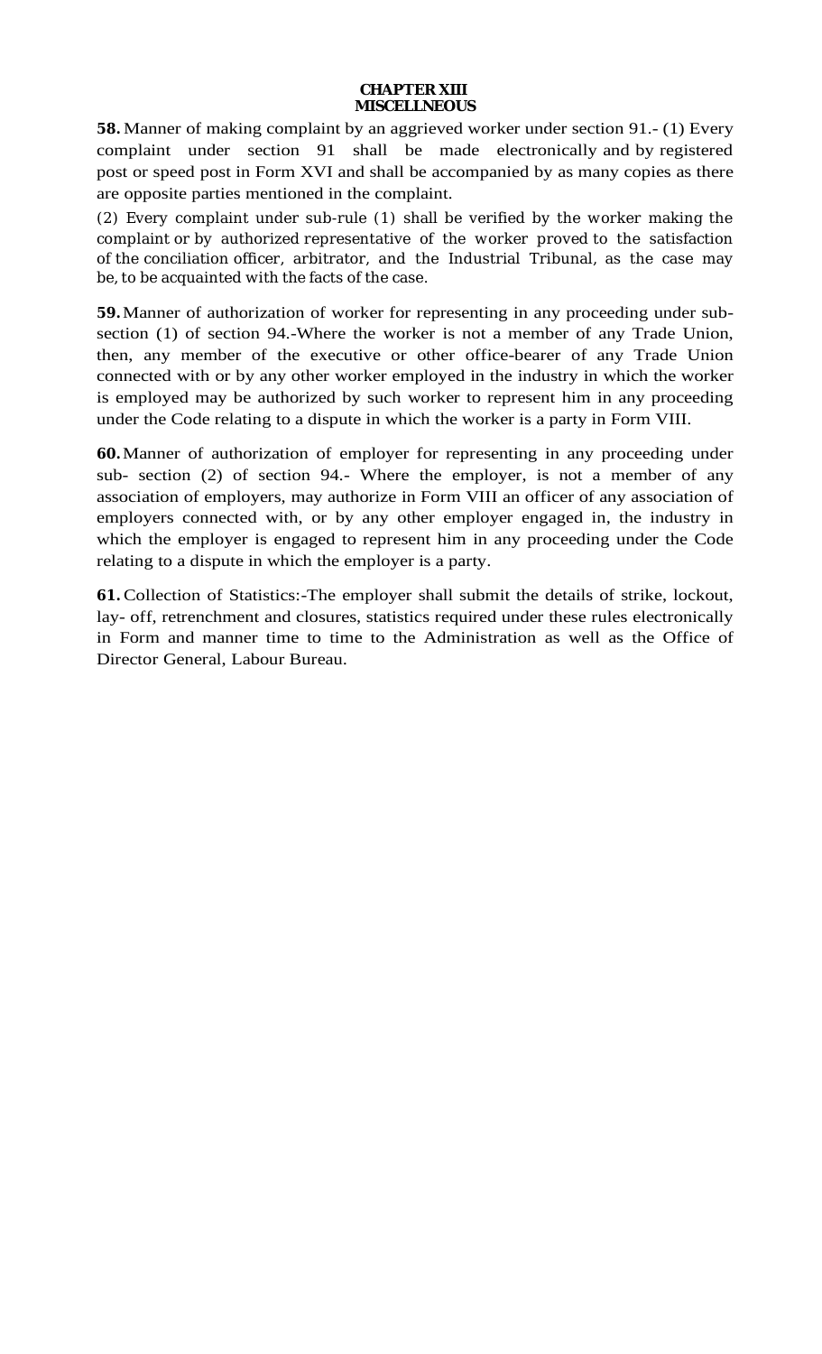# CHAPTER XIII
## MISCELLNEOUS

**58.** Manner of making complaint by an aggrieved worker under section 91.- (1) Every complaint under section 91 shall be made electronically and by registered post or speed post in Form XVI and shall be accompanied by as many copies as there are opposite parties mentioned in the complaint.

(2) Every complaint under sub-rule (1) shall be verified by the worker making the complaint or by authorized representative of the worker proved to the satisfaction of the conciliation officer, arbitrator, and the Industrial Tribunal, as the case may be, to be acquainted with the facts of the case.

**59.** Manner of authorization of worker for representing in any proceeding under sub-section (1) of section 94.-Where the worker is not a member of any Trade Union, then, any member of the executive or other office-bearer of any Trade Union connected with or by any other worker employed in the industry in which the worker is employed may be authorized by such worker to represent him in any proceeding under the Code relating to a dispute in which the worker is a party in Form VIII.

**60.** Manner of authorization of employer for representing in any proceeding under sub- section (2) of section 94.- Where the employer, is not a member of any association of employers, may authorize in Form VIII an officer of any association of employers connected with, or by any other employer engaged in, the industry in which the employer is engaged to represent him in any proceeding under the Code relating to a dispute in which the employer is a party.

**61.** Collection of Statistics:-The employer shall submit the details of strike, lockout, lay- off, retrenchment and closures, statistics required under these rules electronically in Form and manner time to time to the Administration as well as the Office of Director General, Labour Bureau.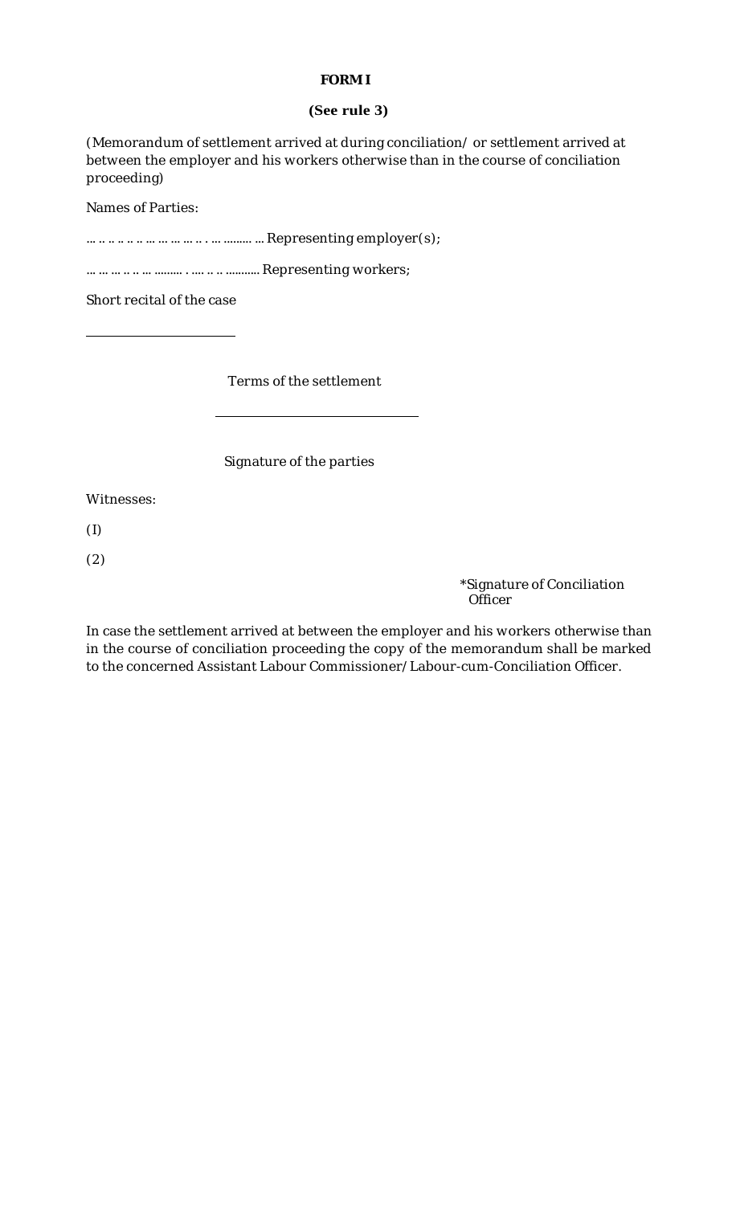**FORM I**

**(See rule 3)**

(Memorandum of settlement arrived at during conciliation/ or settlement arrived at between the employer and his workers otherwise than in the course of conciliation proceeding)

Names of Parties:

... .. .. .. .. .. ... ... ... ... .. . ... ......... ... Representing employer(s);

... ... ... .. .. ... ......... . .... .. .. ........... Representing workers;

Short recital of the case

\_\_\_\_\_\_\_\_\_\_\_\_\_\_\_\_\_\_\_\_\_\_

Terms of the settlement

\_\_\_\_\_\_\_\_\_\_\_\_\_\_\_\_\_\_\_\_\_\_\_\_\_\_\_\_\_\_

Signature of the parties

Witnesses:

(I)

(2)

*Signature of Conciliation Officer

In case the settlement arrived at between the employer and his workers otherwise than in the course of conciliation proceeding the copy of the memorandum shall be marked to the concerned Assistant Labour Commissioner/Labour-cum-Conciliation Officer.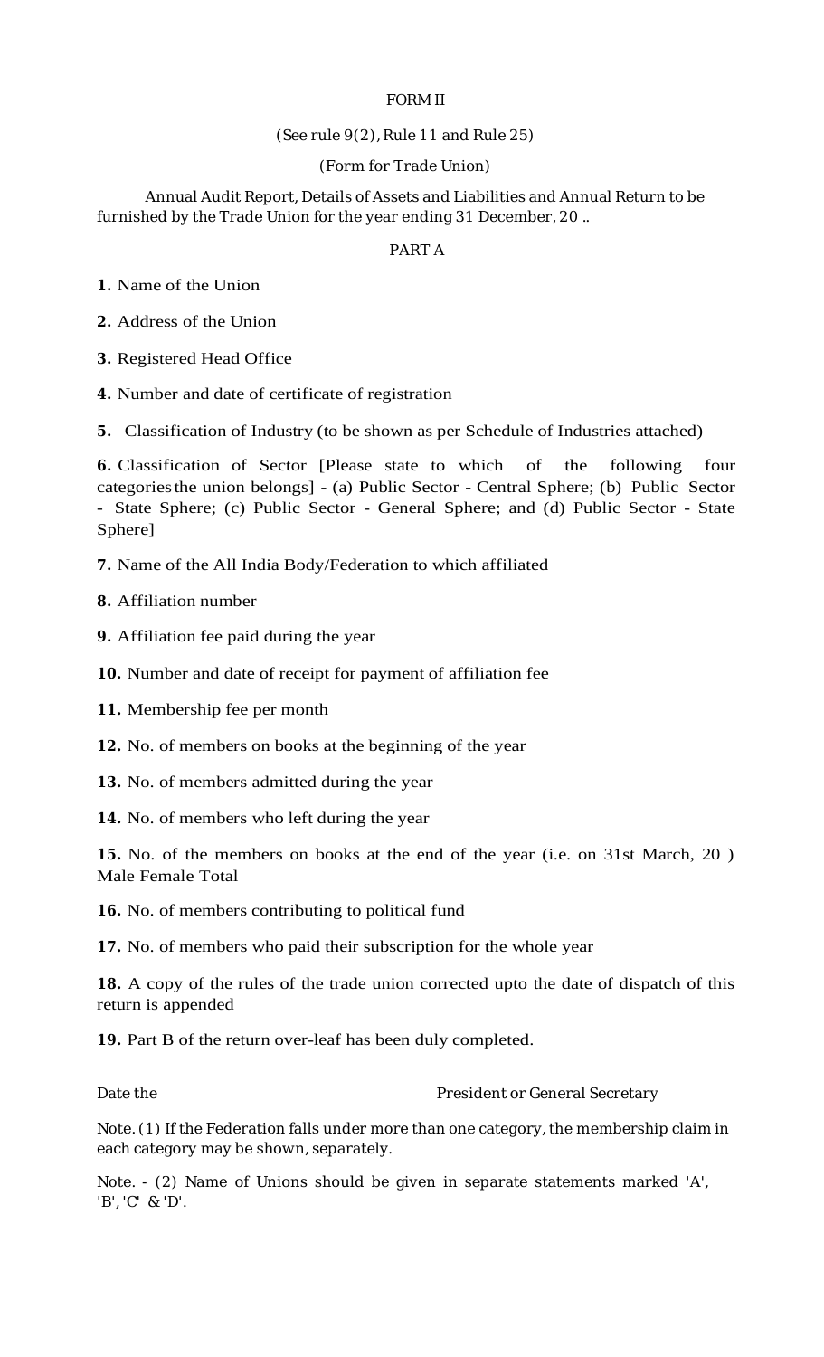FORM II

(See rule 9(2), Rule 11 and Rule 25)

(Form for Trade Union)

Annual Audit Report, Details of Assets and Liabilities and Annual Return to be furnished by the Trade Union for the year ending 31 December, 20 ..

PART A

**1.** Name of the Union

**2.** Address of the Union

**3.** Registered Head Office

**4.** Number and date of certificate of registration

**5.** Classification of Industry (to be shown as per Schedule of Industries attached)

**6.** Classification of Sector [Please state to which of the following four categories the union belongs] - (a) Public Sector - Central Sphere; (b) Public Sector - State Sphere; (c) Public Sector - General Sphere; and (d) Public Sector - State Sphere]

**7.** Name of the All India Body/Federation to which affiliated

**8.** Affiliation number

**9.** Affiliation fee paid during the year

**10.** Number and date of receipt for payment of affiliation fee

**11.** Membership fee per month

**12.** No. of members on books at the beginning of the year

**13.** No. of members admitted during the year

**14.** No. of members who left during the year

**15.** No. of the members on books at the end of the year (i.e. on 31st March, 20 ) Male Female Total

**16.** No. of members contributing to political fund

**17.** No. of members who paid their subscription for the whole year

**18.** A copy of the rules of the trade union corrected upto the date of dispatch of this return is appended

**19.** Part B of the return over-leaf has been duly completed.

Date the                                                  President or General Secretary

Note. (1) If the Federation falls under more than one category, the membership claim in each category may be shown, separately.

Note. - (2) Name of Unions should be given in separate statements marked 'A', 'B', 'C' & 'D'.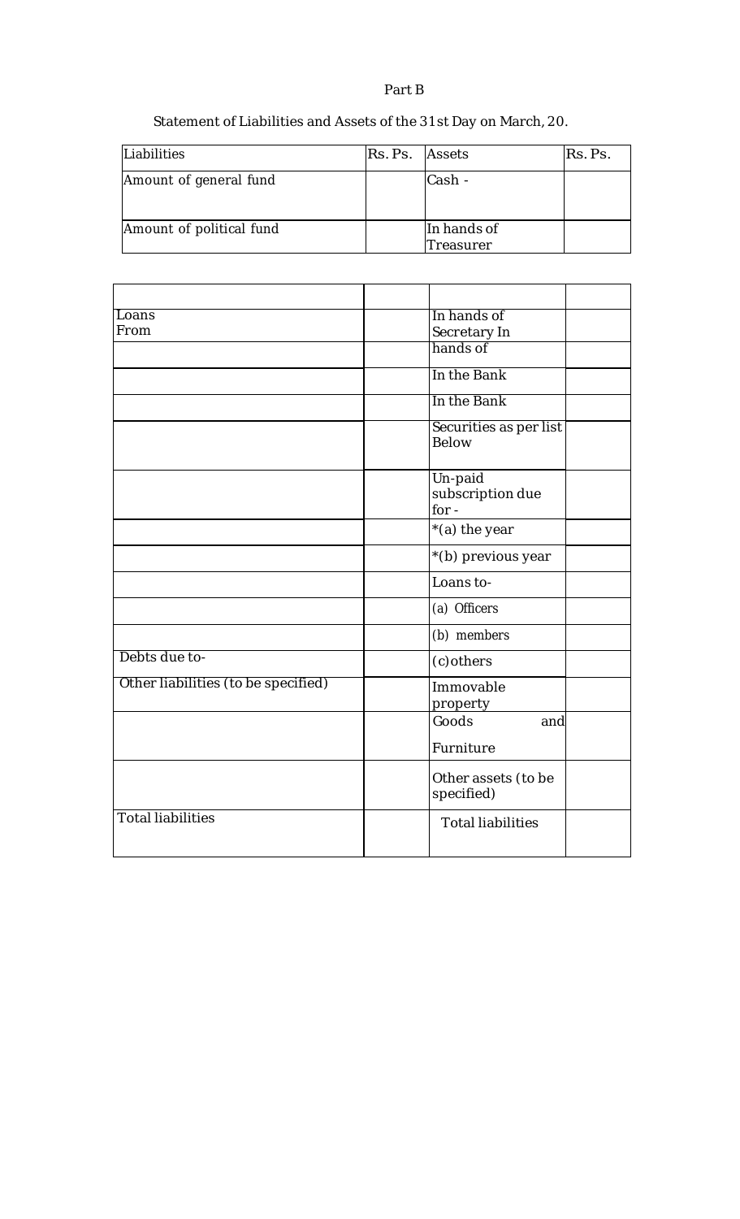Part B

Statement of Liabilities and Assets of the 31st Day on March, 20.

| Liabilities | Rs. Ps. | Assets | Rs. Ps. |
|---|---|---|---|
| Amount of general fund | | Cash - | |
| Amount of political fund | | In hands of Treasurer | |
| | | | |
| Loans From | | In hands of Secretary In | |
| | | hands of | |
| | | In the Bank | |
| | | In the Bank | |
| | | Securities as per list Below | |
| | | Un-paid subscription due for - | |
| | | *(a) the year | |
| | | *(b) previous year | |
| | | Loans to- | |
| | | (a) Officers | |
| | | (b) members | |
| Debts due to- | | (c)others | |
| Other liabilities (to be specified) | | Immovable property | |
| | | Goods and Furniture | |
| | | Other assets (to be specified) | |
| Total liabilities | | Total liabilities | |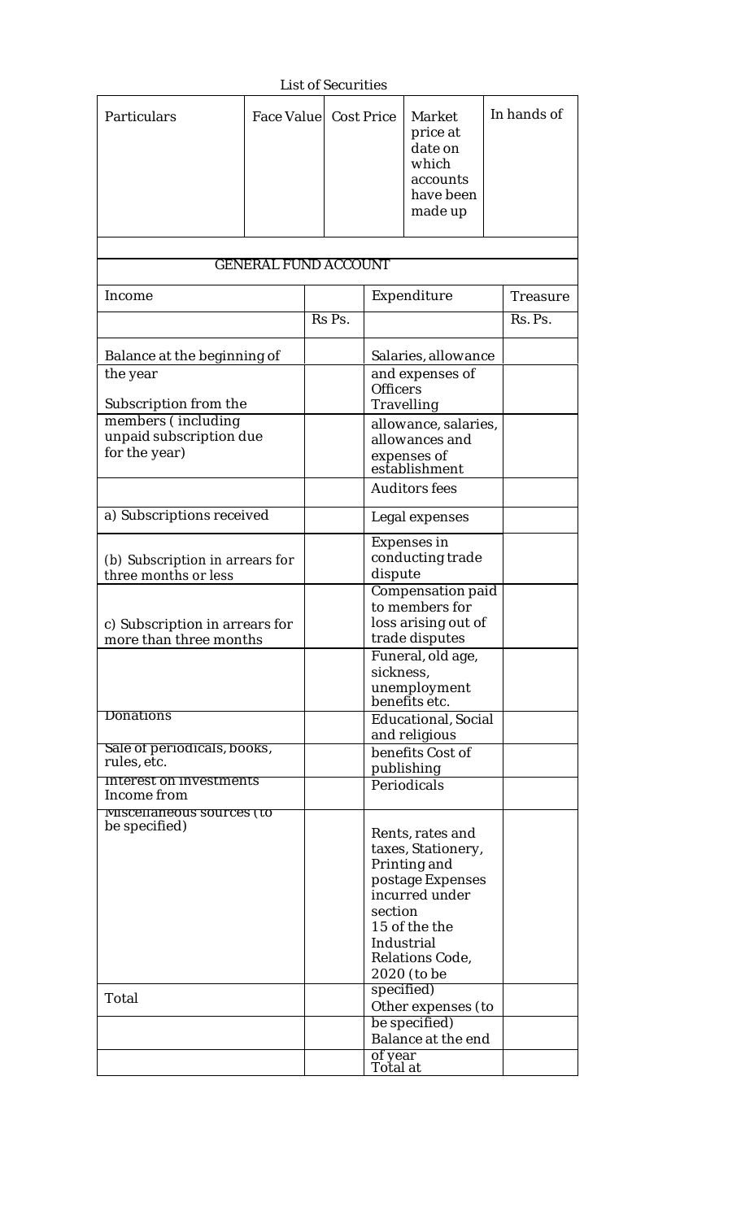List of Securities

| Particulars | Face Value | Cost Price | Market price at date on which accounts have been made up | In hands of |
|---|---|---|---|---|
| | | | | |

GENERAL FUND ACCOUNT

| Income | | Expenditure | Treasure |
|---|---|---|---|
| | Rs Ps. | | Rs. Ps. |
| Balance at the beginning of the year | | Salaries, allowance and expenses of Officers | |
| Subscription from the members ( including unpaid subscription due for the year) | | Travelling allowance, salaries, allowances and expenses of establishment | |
| | | Auditors fees | |
| a) Subscriptions received | | Legal expenses | |
| (b) Subscription in arrears for three months or less | | Expenses in conducting trade dispute | |
| c) Subscription in arrears for more than three months | | Compensation paid to members for loss arising out of trade disputes | |
| | | Funeral, old age, sickness, unemployment benefits etc. | |
| Donations | | Educational, Social and religious | |
| Sale of periodicals, books, rules, etc. | | benefits Cost of publishing | |
| Interest on investments Income from | | Periodicals | |
| Miscellaneous sources (to be specified) | | Rents, rates and taxes, Stationery, Printing and postage Expenses incurred under section 15 of the the Industrial Relations Code, 2020 (to be specified) | |
| Total | | Other expenses (to be specified) | |
| | | Balance at the end of year | |
| | | Total at | |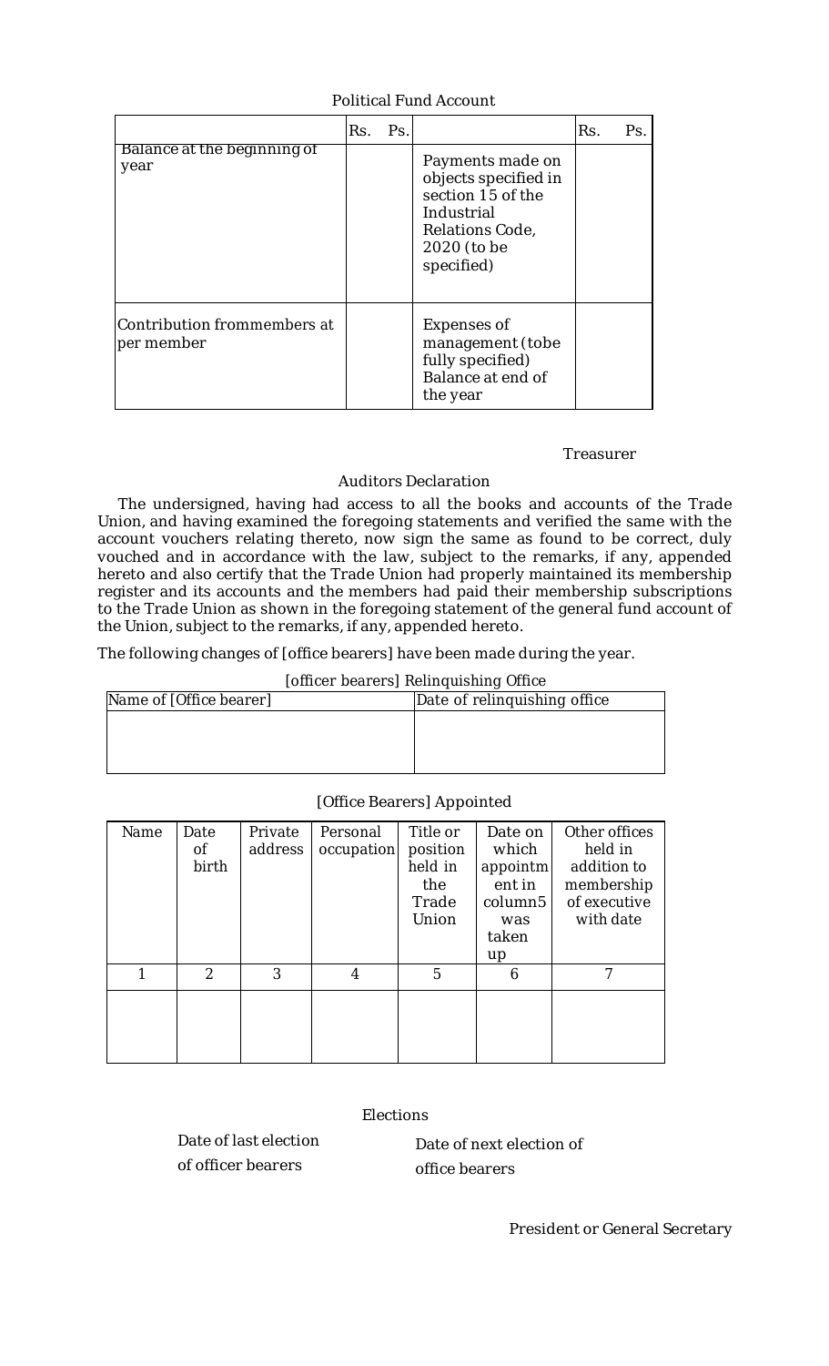Political Fund Account

| | Rs. | Ps. | | Rs. | Ps. |
|---|---|---|---|---|---|
| Balance at the beginning of year | | | Payments made on objects specified in section 15 of the Industrial Relations Code, 2020 (to be specified) | | |
| Contribution frommembers at per member | | | Expenses of management (tobe fully specified) Balance at end of the year | | |

Treasurer

Auditors Declaration

The undersigned, having had access to all the books and accounts of the Trade Union, and having examined the foregoing statements and verified the same with the account vouchers relating thereto, now sign the same as found to be correct, duly vouched and in accordance with the law, subject to the remarks, if any, appended hereto and also certify that the Trade Union had properly maintained its membership register and its accounts and the members had paid their membership subscriptions to the Trade Union as shown in the foregoing statement of the general fund account of the Union, subject to the remarks, if any, appended hereto.

The following changes of [office bearers] have been made during the year.

[officer bearers] Relinquishing Office

| Name of [Office bearer] | Date of relinquishing office |
|---|---|
| | |

[Office Bearers] Appointed

| Name | Date of birth | Private address | Personal occupation | Title or position held in the Trade Union | Date on which appointment in column5 was taken up | Other offices held in addition to membership of executive with date |
|---|---|---|---|---|---|---|
| 1 | 2 | 3 | 4 | 5 | 6 | 7 |
| | | | | | | |

Elections

Date of last election of officer bearers

Date of next election of office bearers

President or General Secretary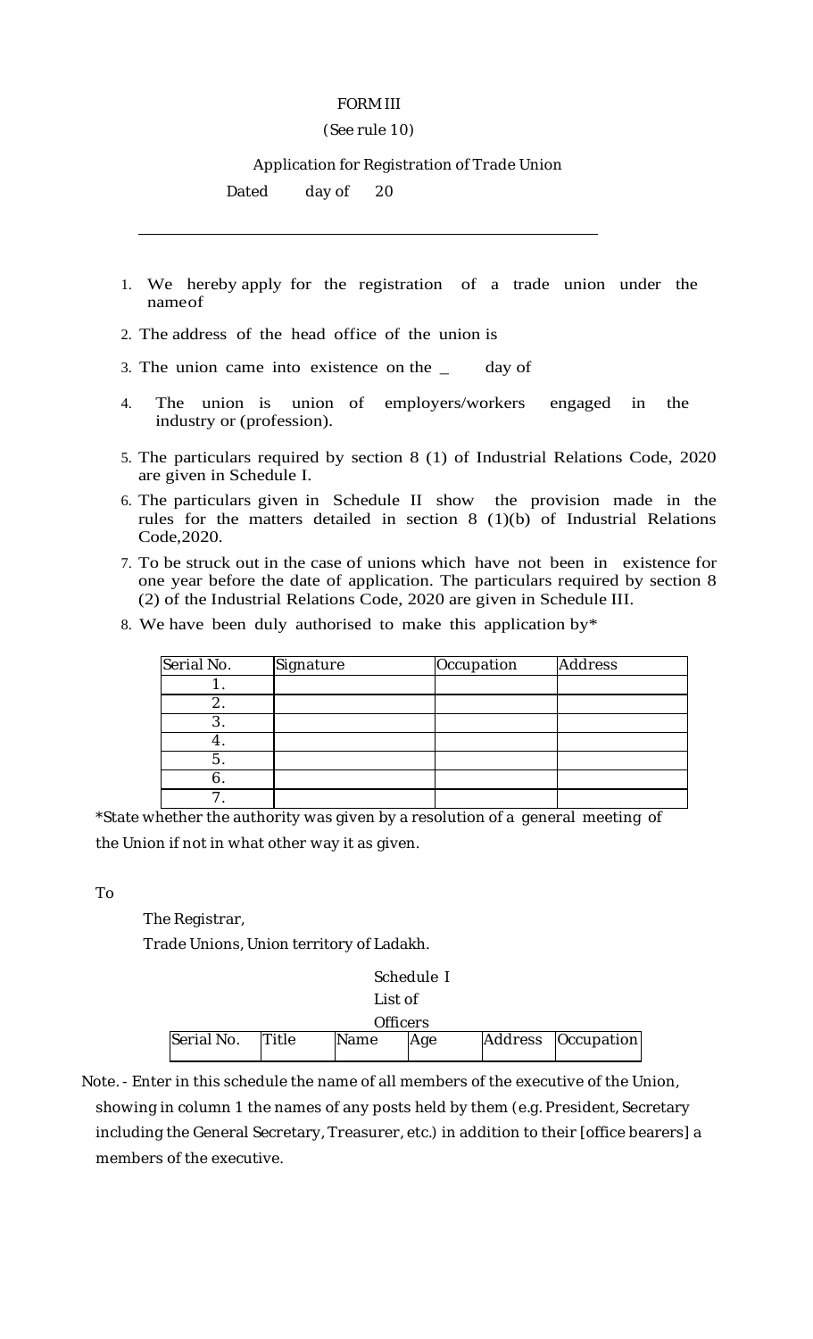FORM III

(See rule 10)

Application for Registration of Trade Union

Dated day of 20

---

1. We hereby apply for the registration of a trade union under the name of
2. The address of the head office of the union is
3. The union came into existence on the _ day of
4. The union is union of employers/workers engaged in the industry or (profession).
5. The particulars required by section 8 (1) of Industrial Relations Code, 2020 are given in Schedule I.
6. The particulars given in Schedule II show the provision made in the rules for the matters detailed in section 8 (1)(b) of Industrial Relations Code,2020.
7. To be struck out in the case of unions which have not been in existence for one year before the date of application. The particulars required by section 8 (2) of the Industrial Relations Code, 2020 are given in Schedule III.
8. We have been duly authorised to make this application by*

| Serial No. | Signature | Occupation | Address |
|---|---|---|---|
| 1. | | | |
| 2. | | | |
| 3. | | | |
| 4. | | | |
| 5. | | | |
| 6. | | | |
| 7. | | | |

*State whether the authority was given by a resolution of a general meeting of the Union if not in what other way it as given.

To

The Registrar,

Trade Unions, Union territory of Ladakh.

Schedule I

List of Officers

| Serial No. | Title | Name | Age | Address | Occupation |
|---|---|---|---|---|---|

Note. - Enter in this schedule the name of all members of the executive of the Union, showing in column 1 the names of any posts held by them (e.g. President, Secretary including the General Secretary, Treasurer, etc.) in addition to their [office bearers] a members of the executive.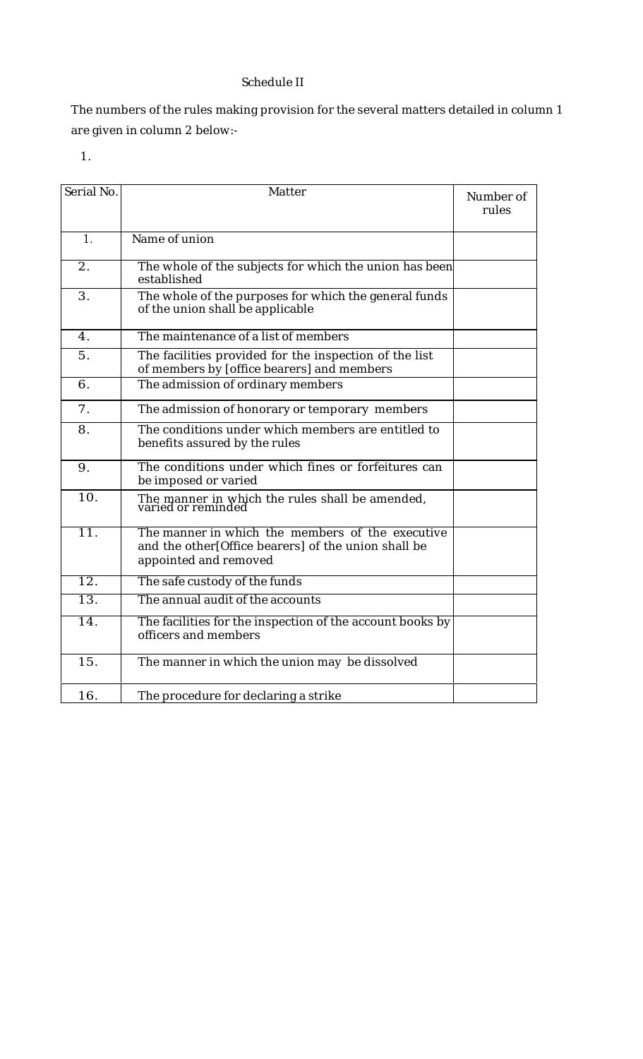# Schedule II

The numbers of the rules making provision for the several matters detailed in column 1 are given in column 2 below:-

1.

| Serial No. | Matter | Number of rules |
|---|---|---|
| 1. | Name of union | |
| 2. | The whole of the subjects for which the union has been established | |
| 3. | The whole of the purposes for which the general funds of the union shall be applicable | |
| 4. | The maintenance of a list of members | |
| 5. | The facilities provided for the inspection of the list of members by [office bearers] and members | |
| 6. | The admission of ordinary members | |
| 7. | The admission of honorary or temporary members | |
| 8. | The conditions under which members are entitled to benefits assured by the rules | |
| 9. | The conditions under which fines or forfeitures can be imposed or varied | |
| 10. | The manner in which the rules shall be amended, varied or reminded | |
| 11. | The manner in which the members of the executive and the other[Office bearers] of the union shall be appointed and removed | |
| 12. | The safe custody of the funds | |
| 13. | The annual audit of the accounts | |
| 14. | The facilities for the inspection of the account books by officers and members | |
| 15. | The manner in which the union may be dissolved | |
| 16. | The procedure for declaring a strike | |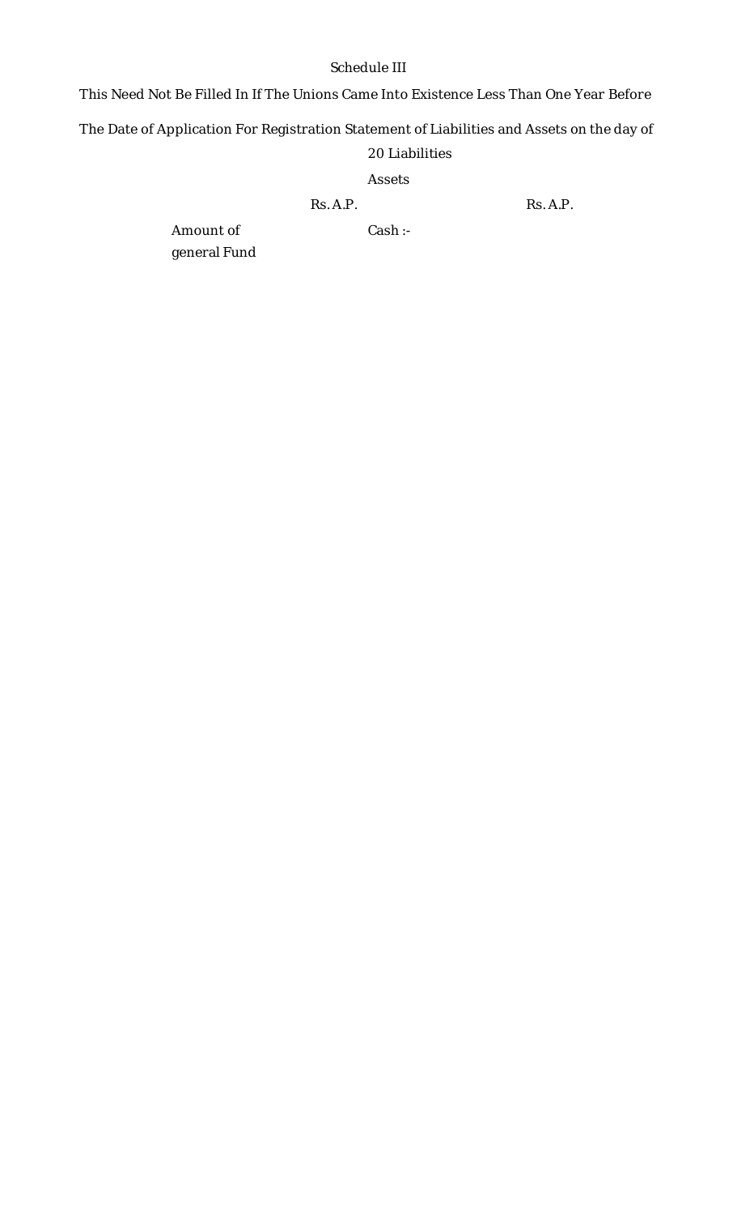Schedule III

This Need Not Be Filled In If The Unions Came Into Existence Less Than One Year Before

The Date of Application For Registration Statement of Liabilities and Assets on the day of 20 Liabilities

Assets

| Liabilities | Rs. A.P. | Assets | Rs. A.P. |
|---|---|---|---|
| Amount of general Fund | | Cash :- | |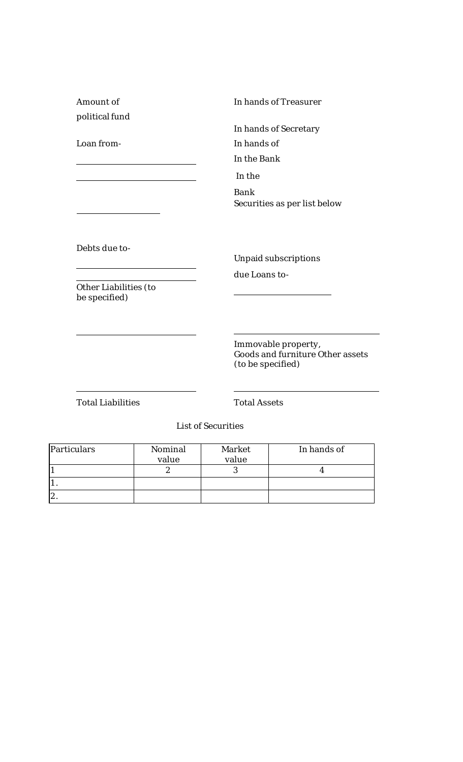| Liabilities | Assets |
|---|---|
| Amount of political fund | In hands of Treasurer |
| | In hands of Secretary |
| Loan from- | In hands of |
| ____________ | In the Bank |
| ____________ | In the Bank |
| | Securities as per list below |
| ____________ | |
| Debts due to- | Unpaid subscriptions due |
| ____________ | Loans to- |
| ____________ | ____________ |
| Other Liabilities (to be specified) | |
| ____________ | ____________ |
| | Immovable property, Goods and furniture Other assets (to be specified) |
| ____________ | ____________ |
| Total Liabilities | Total Assets |

List of Securities

| Particulars | Nominal value | Market value | In hands of |
|---|---|---|---|
| 1 | 2 | 3 | 4 |
| 1. | | | |
| 2. | | | |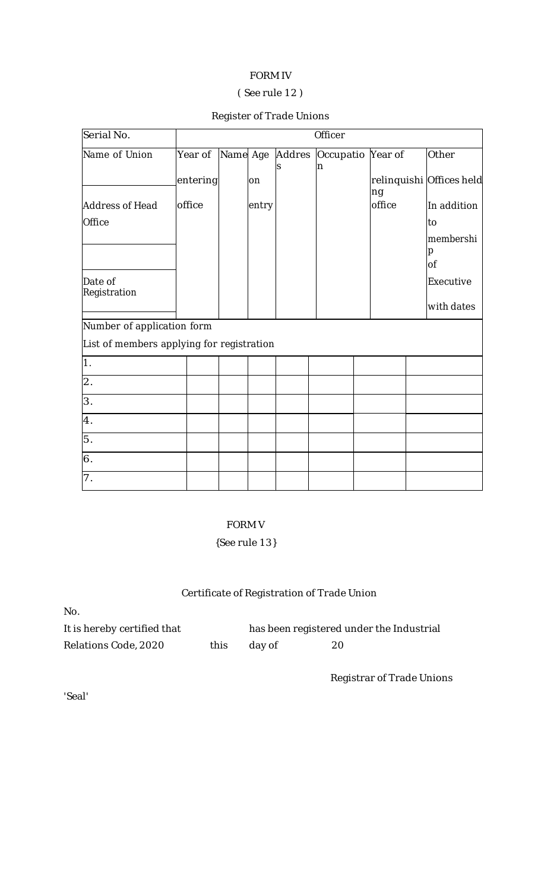FORM IV

( See rule 12 )

Register of Trade Unions

| Serial No. | Officer | | | | | | |
|---|---|---|---|---|---|---|---|
| Name of Union<br><br>Address of Head Office<br><br>Date of Registration | Year of entering office | Name | Age on entry | Address | Occupation | Year of relinquishing office | Other Offices held In addition to membership of Executive with dates |
| Number of application form<br>List of members applying for registration | | | | | | | |
| 1. | | | | | | | |
| 2. | | | | | | | |
| 3. | | | | | | | |
| 4. | | | | | | | |
| 5. | | | | | | | |
| 6. | | | | | | | |
| 7. | | | | | | | |

FORM V

{See rule 13}

Certificate of Registration of Trade Union

No.

It is hereby certified that                has been registered under the Industrial Relations Code, 2020        this    day of        20

Registrar of Trade Unions

'Seal'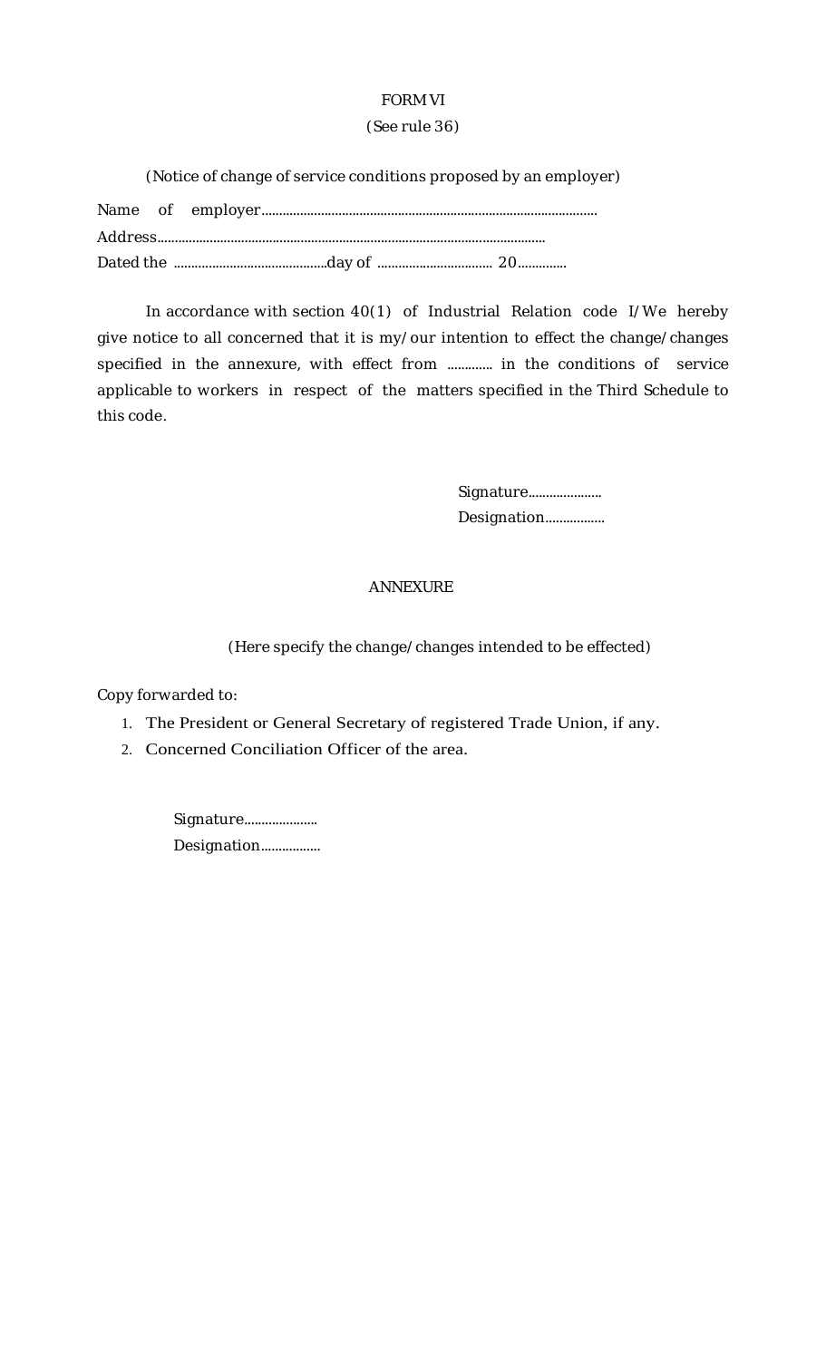# FORM VI

(See rule 36)

(Notice of change of service conditions proposed by an employer)

Name of employer..................................................................................................

Address...............................................................................................................

Dated the ............................................day of ................................ 20.............

In accordance with section 40(1) of Industrial Relation code I/We hereby give notice to all concerned that it is my/our intention to effect the change/changes specified in the annexure, with effect from ............. in the conditions of service applicable to workers in respect of the matters specified in the Third Schedule to this code.

Signature.....................

Designation.................

## ANNEXURE

(Here specify the change/changes intended to be effected)

Copy forwarded to:

1. The President or General Secretary of registered Trade Union, if any.
2. Concerned Conciliation Officer of the area.

Signature.....................

Designation.................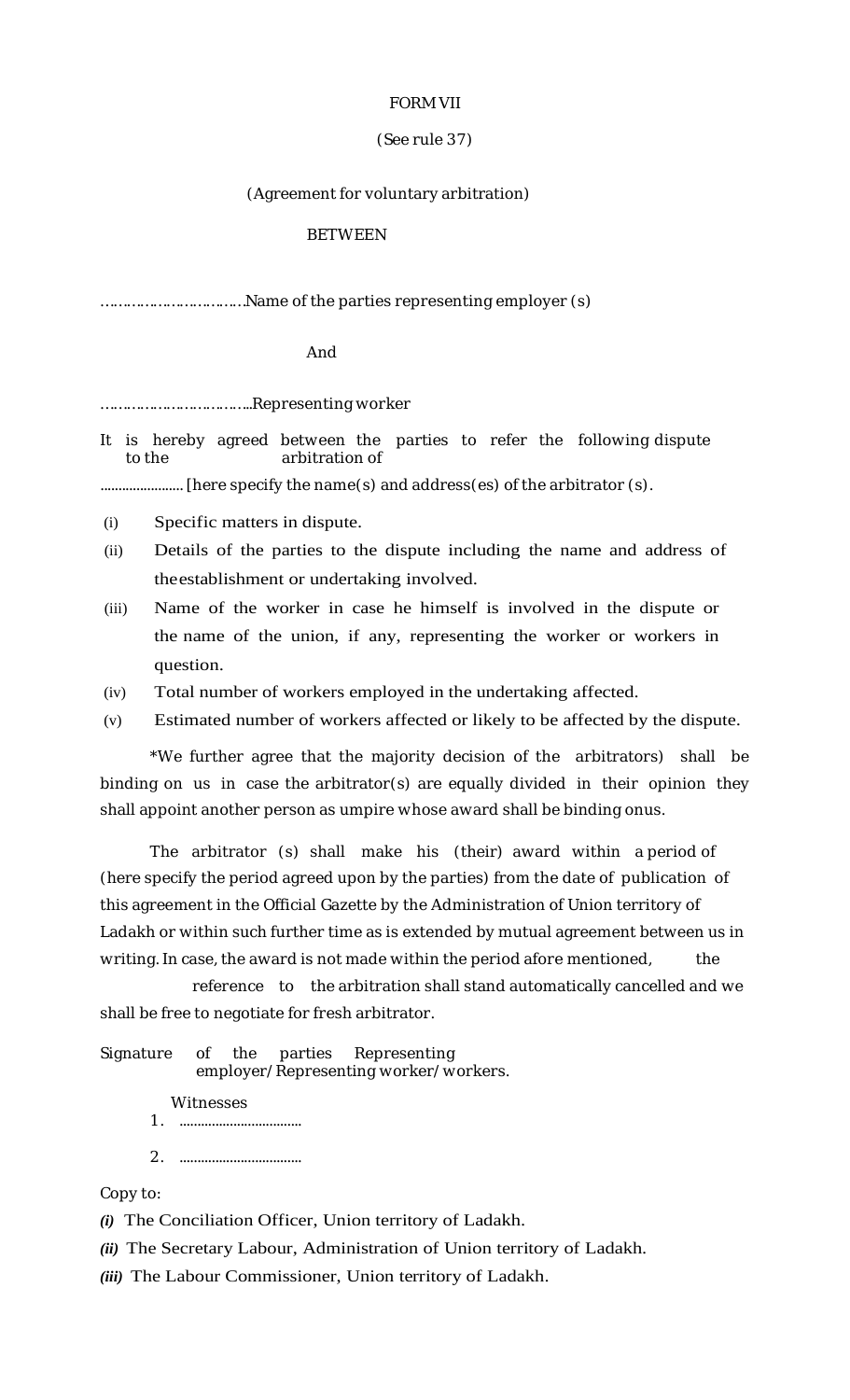FORM VII

(See rule 37)

(Agreement for voluntary arbitration)

BETWEEN

…………………………Name of the parties representing employer (s)

And

…………………………..Representing worker

It is hereby agreed between the parties to refer the following dispute to the arbitration of

..................... [here specify the name(s) and address(es) of the arbitrator (s).

(i) Specific matters in dispute.

(ii) Details of the parties to the dispute including the name and address of theestablishment or undertaking involved.

(iii) Name of the worker in case he himself is involved in the dispute or the name of the union, if any, representing the worker or workers in question.

(iv) Total number of workers employed in the undertaking affected.

(v) Estimated number of workers affected or likely to be affected by the dispute.

*We further agree that the majority decision of the arbitrators) shall be binding on us in case the arbitrator(s) are equally divided in their opinion they shall appoint another person as umpire whose award shall be binding onus.

The arbitrator (s) shall make his (their) award within a period of (here specify the period agreed upon by the parties) from the date of publication of this agreement in the Official Gazette by the Administration of Union territory of Ladakh or within such further time as is extended by mutual agreement between us in writing. In case, the award is not made within the period afore mentioned, the reference to the arbitration shall stand automatically cancelled and we shall be free to negotiate for fresh arbitrator.

Signature of the parties Representing employer/Representing worker/workers.

Witnesses

1. ..................................

2. ..................................

Copy to:

*(i)* The Conciliation Officer, Union territory of Ladakh.

*(ii)* The Secretary Labour, Administration of Union territory of Ladakh.

*(iii)* The Labour Commissioner, Union territory of Ladakh.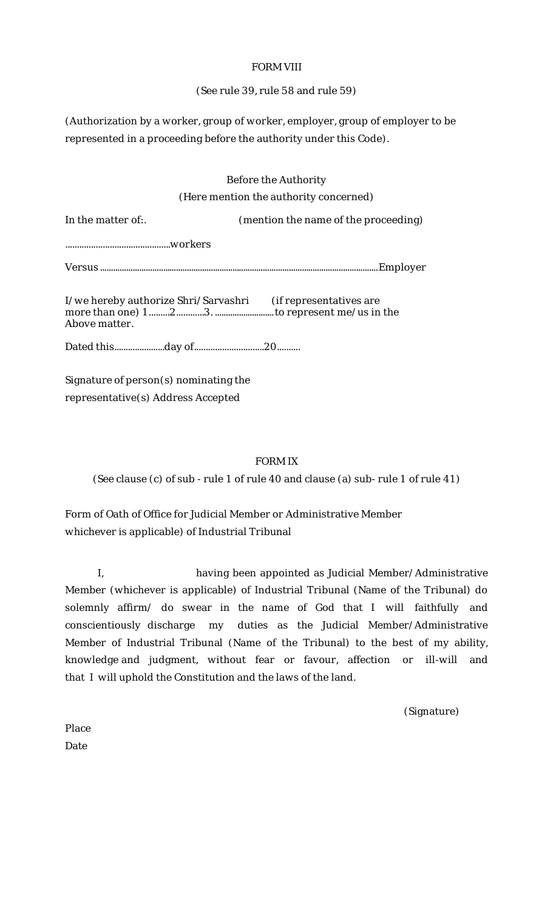FORM VIII

(See rule 39, rule 58 and rule 59)

(Authorization by a worker, group of worker, employer, group of employer to be represented in a proceeding before the authority under this Code).

Before the Authority

(Here mention the authority concerned)

In the matter of:. (mention the name of the proceeding)

..............................................workers

Versus ...............................................................................................................................Employer

I/we hereby authorize Shri/Sarvashri (if representatives are more than one) 1.........2............3. ...........................to represent me/us in the Above matter.

Dated this......................day of..............................20..........

Signature of person(s) nominating the representative(s) Address Accepted

FORM IX

(See clause (c) of sub - rule 1 of rule 40 and clause (a) sub- rule 1 of rule 41)

Form of Oath of Office for Judicial Member or Administrative Member whichever is applicable) of Industrial Tribunal

I, having been appointed as Judicial Member/Administrative Member (whichever is applicable) of Industrial Tribunal (Name of the Tribunal) do solemnly affirm/ do swear in the name of God that I will faithfully and conscientiously discharge my duties as the Judicial Member/Administrative Member of Industrial Tribunal (Name of the Tribunal) to the best of my ability, knowledge and judgment, without fear or favour, affection or ill-will and that I will uphold the Constitution and the laws of the land.

(Signature)

Place

Date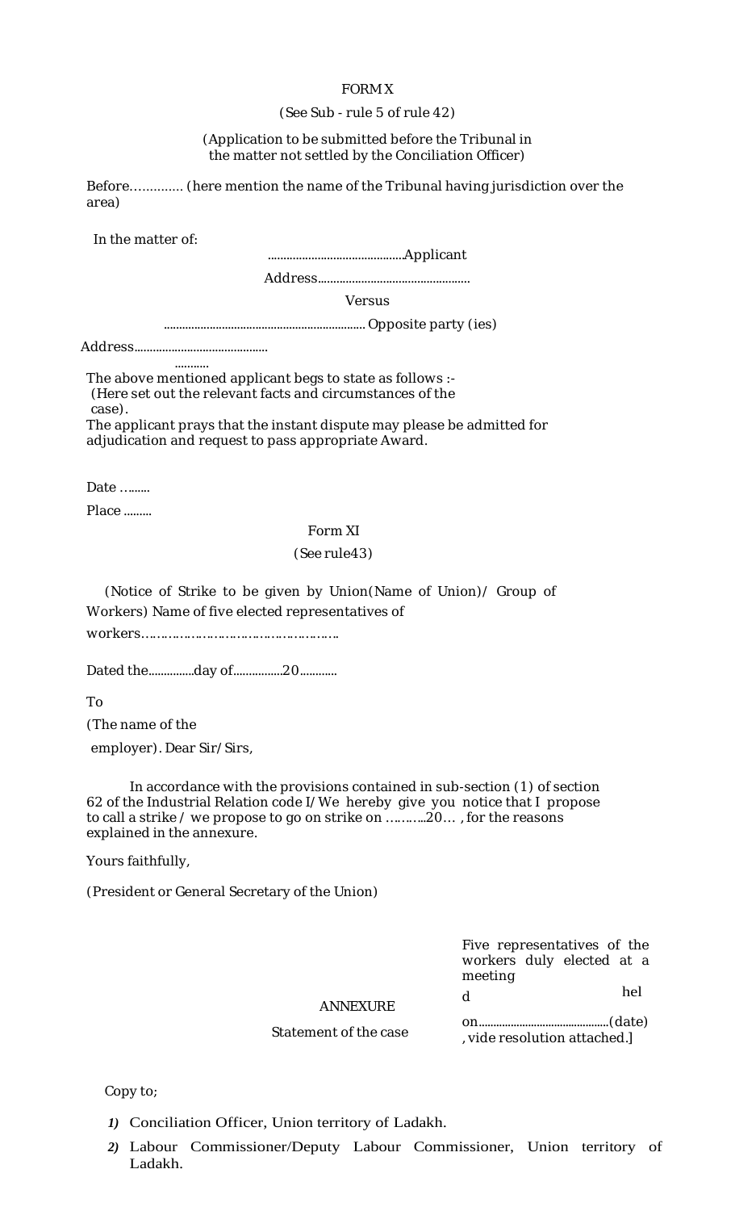FORM X

(See Sub - rule 5 of rule 42)

(Application to be submitted before the Tribunal in the matter not settled by the Conciliation Officer)

Before…………. (here mention the name of the Tribunal having jurisdiction over the area)

In the matter of:

..........................................Applicant

Address................................................

Versus

................................................................ Opposite party (ies)

Address..........................................

...........

The above mentioned applicant begs to state as follows :-
(Here set out the relevant facts and circumstances of the case).

The applicant prays that the instant dispute may please be admitted for adjudication and request to pass appropriate Award.

Date …......

Place .........

Form XI

(See rule43)

(Notice of Strike to be given by Union(Name of Union)/ Group of Workers) Name of five elected representatives of workers…………………………………………….

Dated the..............day of................20............

To

(The name of the employer). Dear Sir/Sirs,

In accordance with the provisions contained in sub-section (1) of section 62 of the Industrial Relation code I/We hereby give you notice that I propose to call a strike / we propose to go on strike on ………..20… , for the reasons explained in the annexure.

Yours faithfully,

(President or General Secretary of the Union)

Five representatives of the workers duly elected at a meeting held on............................................(date) , vide resolution attached.]

ANNEXURE

Statement of the case

Copy to;

1) Conciliation Officer, Union territory of Ladakh.
2) Labour Commissioner/Deputy Labour Commissioner, Union territory of Ladakh.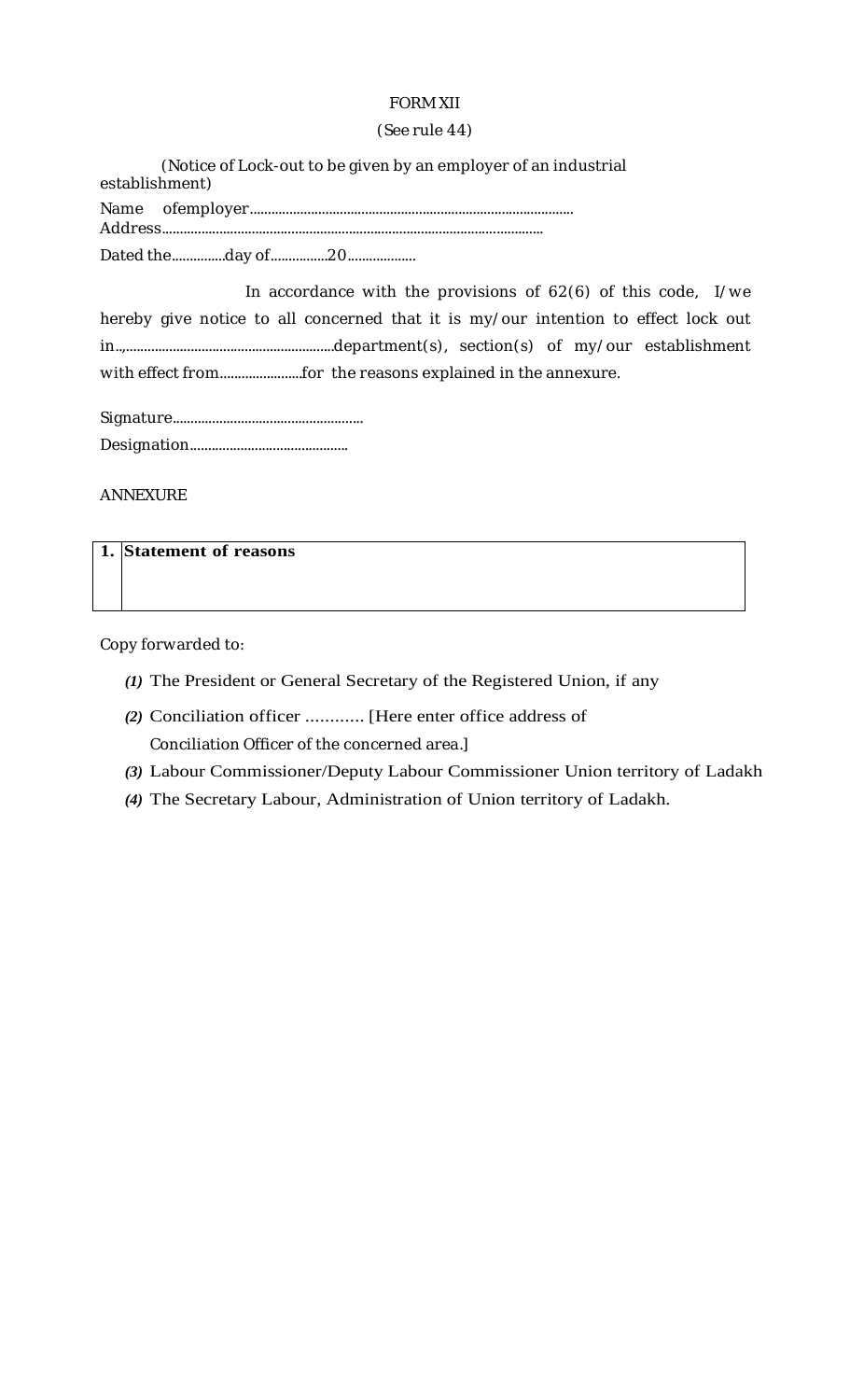FORM XII

(See rule 44)

(Notice of Lock-out to be given by an employer of an industrial establishment)

Name ofemployer..........................................................................................

Address..........................................................................................................

Dated the...............day of................20...................

In accordance with the provisions of 62(6) of this code, I/we hereby give notice to all concerned that it is my/our intention to effect lock out in..,..........................................................department(s), section(s) of my/our establishment with effect from.......................for the reasons explained in the annexure.

Signature....................................................

Designation............................................

ANNEXURE

| 1. | **Statement of reasons** |
|---|---|
| | |

Copy forwarded to:

*(1)* The President or General Secretary of the Registered Union, if any

*(2)* Conciliation officer ............ [Here enter office address of Conciliation Officer of the concerned area.]

*(3)* Labour Commissioner/Deputy Labour Commissioner Union territory of Ladakh

*(4)* The Secretary Labour, Administration of Union territory of Ladakh.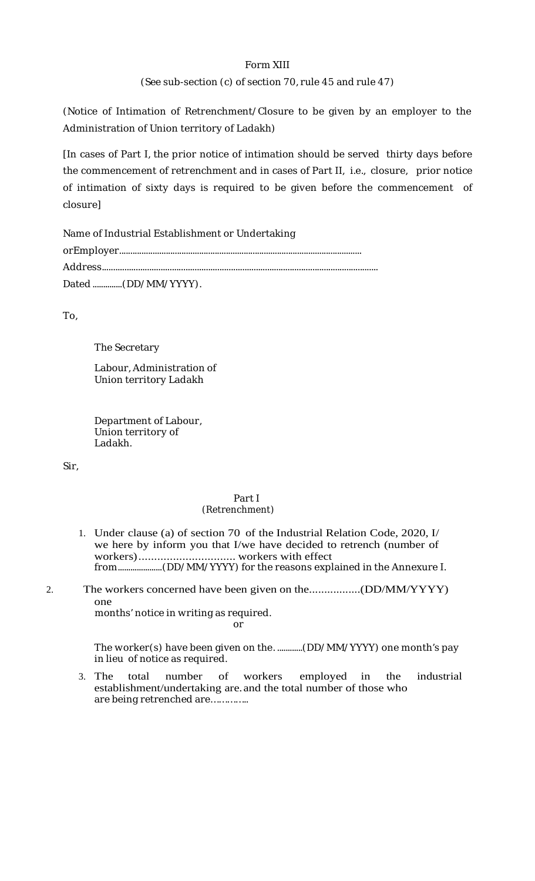Form XIII

(See sub-section (c) of section 70, rule 45 and rule 47)

(Notice of Intimation of Retrenchment/Closure to be given by an employer to the Administration of Union territory of Ladakh)

[In cases of Part I, the prior notice of intimation should be served thirty days before the commencement of retrenchment and in cases of Part II, i.e., closure, prior notice of intimation of sixty days is required to be given before the commencement of closure]

Name of Industrial Establishment or Undertaking

orEmployer..............................................................................................................

Address.....................................................................................................................

Dated ..............(DD/MM/YYYY).

To,

The Secretary

Labour, Administration of Union territory Ladakh

Department of Labour, Union territory of Ladakh.

Sir,

Part I
(Retrenchment)

1. Under clause (a) of section 70 of the Industrial Relation Code, 2020, I/we here by inform you that I/we have decided to retrench (number of workers)……………………….. workers with effect from.....................(DD/MM/YYYY) for the reasons explained in the Annexure I.

2. The workers concerned have been given on the.................(DD/MM/YYYY) one months' notice in writing as required.

   or

   The worker(s) have been given on the. ............(DD/MM/YYYY) one month's pay in lieu of notice as required.

3. The total number of workers employed in the industrial establishment/undertaking are. and the total number of those who are being retrenched are…………..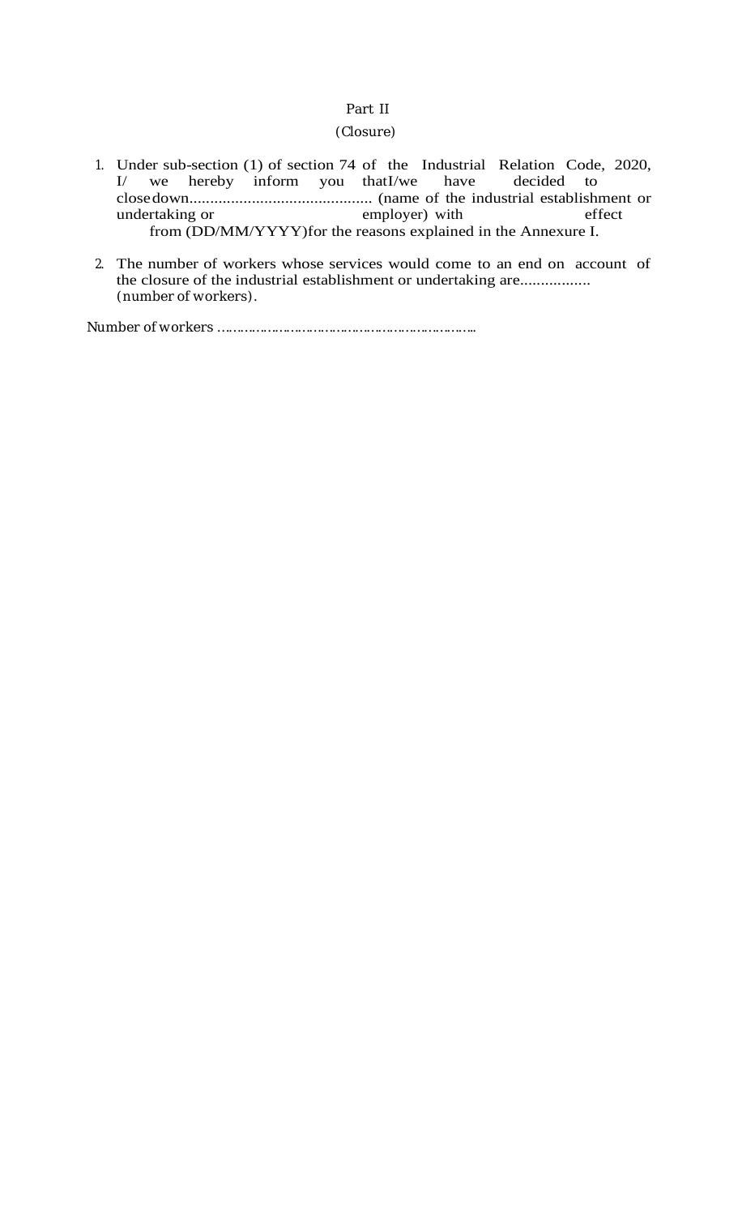Part II

(Closure)

1. Under sub-section (1) of section 74 of the Industrial Relation Code, 2020, I/ we hereby inform you thatI/we have decided to close down............................................ (name of the industrial establishment or undertaking or employer) with effect from (DD/MM/YYYY)for the reasons explained in the Annexure I.

2. The number of workers whose services would come to an end on account of the closure of the industrial establishment or undertaking are................. (number of workers).

Number of workers ……………………………………………………………..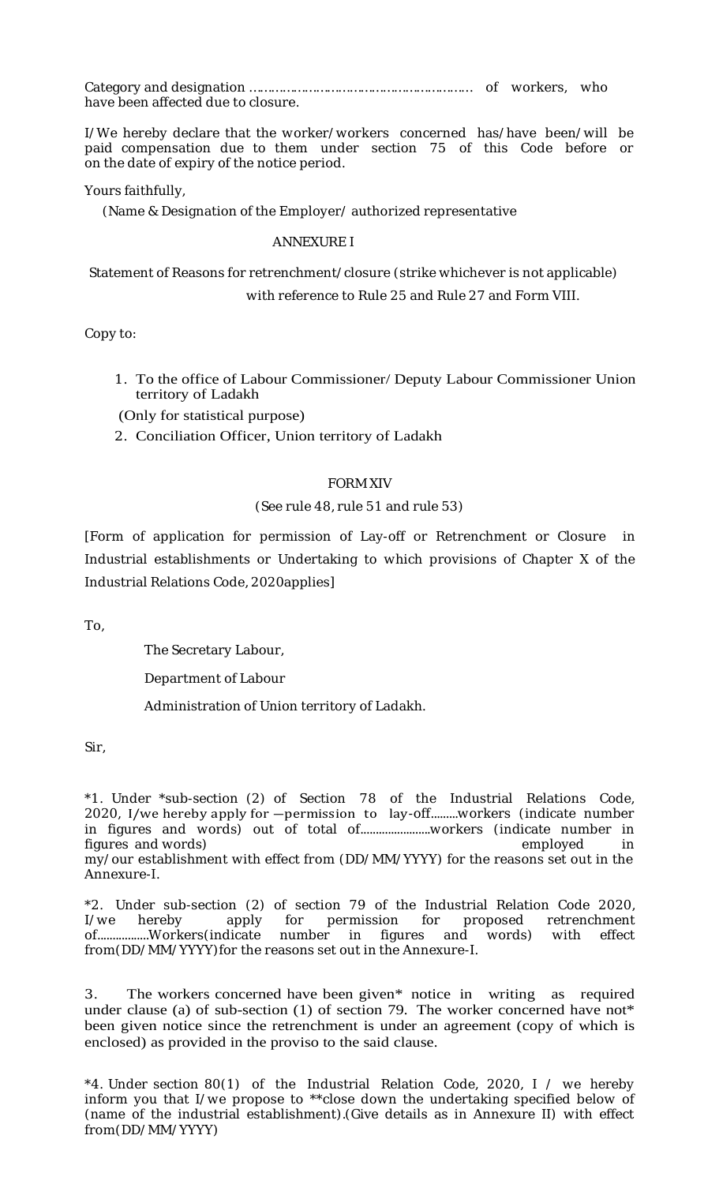Category and designation …………………………………………………… of workers, who have been affected due to closure.

I/We hereby declare that the worker/workers concerned has/have been/will be paid compensation due to them under section 75 of this Code before or on the date of expiry of the notice period.

Yours faithfully,

(Name & Designation of the Employer/ authorized representative

ANNEXURE I

Statement of Reasons for retrenchment/closure (strike whichever is not applicable) with reference to Rule 25 and Rule 27 and Form VIII.

Copy to:

1. To the office of Labour Commissioner/ Deputy Labour Commissioner Union territory of Ladakh

(Only for statistical purpose)

2. Conciliation Officer, Union territory of Ladakh

FORM XIV

(See rule 48, rule 51 and rule 53)

[Form of application for permission of Lay-off or Retrenchment or Closure in Industrial establishments or Undertaking to which provisions of Chapter X of the Industrial Relations Code, 2020applies]

To,

The Secretary Labour,

Department of Labour

Administration of Union territory of Ladakh.

Sir,

*1. Under *sub-section (2) of Section 78 of the Industrial Relations Code, 2020, I/we hereby apply for ―permission to lay-off.........workers (indicate number in figures and words) out of total of......................workers (indicate number in figures and words) employed in my/our establishment with effect from (DD/MM/YYYY) for the reasons set out in the Annexure-I.

*2. Under sub-section (2) of section 79 of the Industrial Relation Code 2020, I/we hereby apply for permission for proposed retrenchment of................Workers(indicate number in figures and words) with effect from(DD/MM/YYYY)for the reasons set out in the Annexure-I.

3. The workers concerned have been given* notice in writing as required under clause (a) of sub-section (1) of section 79. The worker concerned have not* been given notice since the retrenchment is under an agreement (copy of which is enclosed) as provided in the proviso to the said clause.

*4. Under section 80(1) of the Industrial Relation Code, 2020, I / we hereby inform you that I/we propose to **close down the undertaking specified below of (name of the industrial establishment).(Give details as in Annexure II) with effect from(DD/MM/YYYY)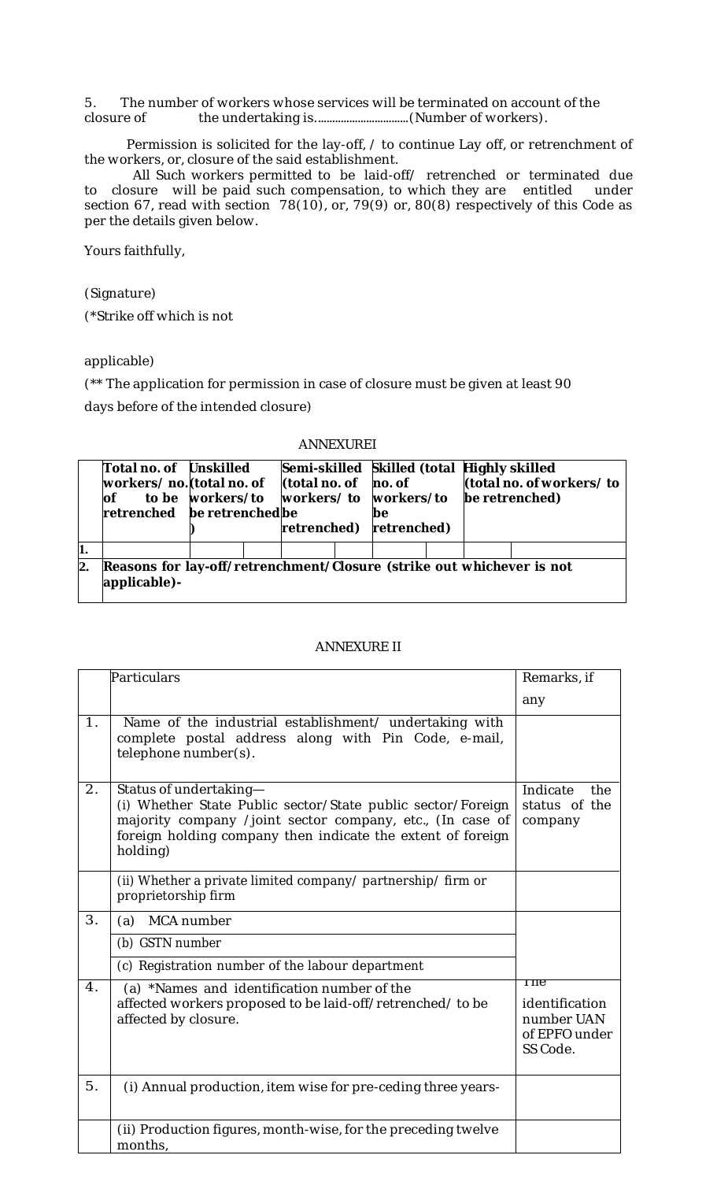5. The number of workers whose services will be terminated on account of the closure of the undertaking is................................(Number of workers).

Permission is solicited for the lay-off, / to continue Lay off, or retrenchment of the workers, or, closure of the said establishment.

All Such workers permitted to be laid-off/ retrenched or terminated due to closure will be paid such compensation, to which they are entitled under section 67, read with section 78(10), or, 79(9) or, 80(8) respectively of this Code as per the details given below.

Yours faithfully,

(Signature)

(*Strike off which is not

applicable)

(** The application for permission in case of closure must be given at least 90 days before of the intended closure)

ANNEXUREI

| | **Total no. of workers/ no. of to be retrenched** | **Unskilled (total no. of workers/to be retrenched)** | | **Semi-skilled (total no. of workers/ to be retrenched)** | | **Skilled (total no. of workers/to be retrenched)** | | **Highly skilled (total no. of workers/ to be retrenched)** | |
|---|---|---|---|---|---|---|---|---|---|
| **1.** | | | | | | | | | |
| **2.** | **Reasons for lay-off/retrenchment/Closure (strike out whichever is not applicable)-** | | | | | | | | |

ANNEXURE II

| | Particulars | Remarks, if any |
|---|---|---|
| 1. | Name of the industrial establishment/ undertaking with complete postal address along with Pin Code, e-mail, telephone number(s). | |
| 2. | Status of undertaking—<br>(i) Whether State Public sector/State public sector/Foreign majority company /joint sector company, etc., (In case of foreign holding company then indicate the extent of foreign holding) | Indicate the status of the company |
| | (ii) Whether a private limited company/ partnership/ firm or proprietorship firm | |
| 3. | (a) MCA number | |
| | (b) GSTN number | |
| | (c) Registration number of the labour department | |
| 4. | (a) *Names and identification number of the affected workers proposed to be laid-off/retrenched/ to be affected by closure. | The identification number UAN of EPFO under SS Code. |
| 5. | (i) Annual production, item wise for pre-ceding three years- | |
| | (ii) Production figures, month-wise, for the preceding twelve months, | |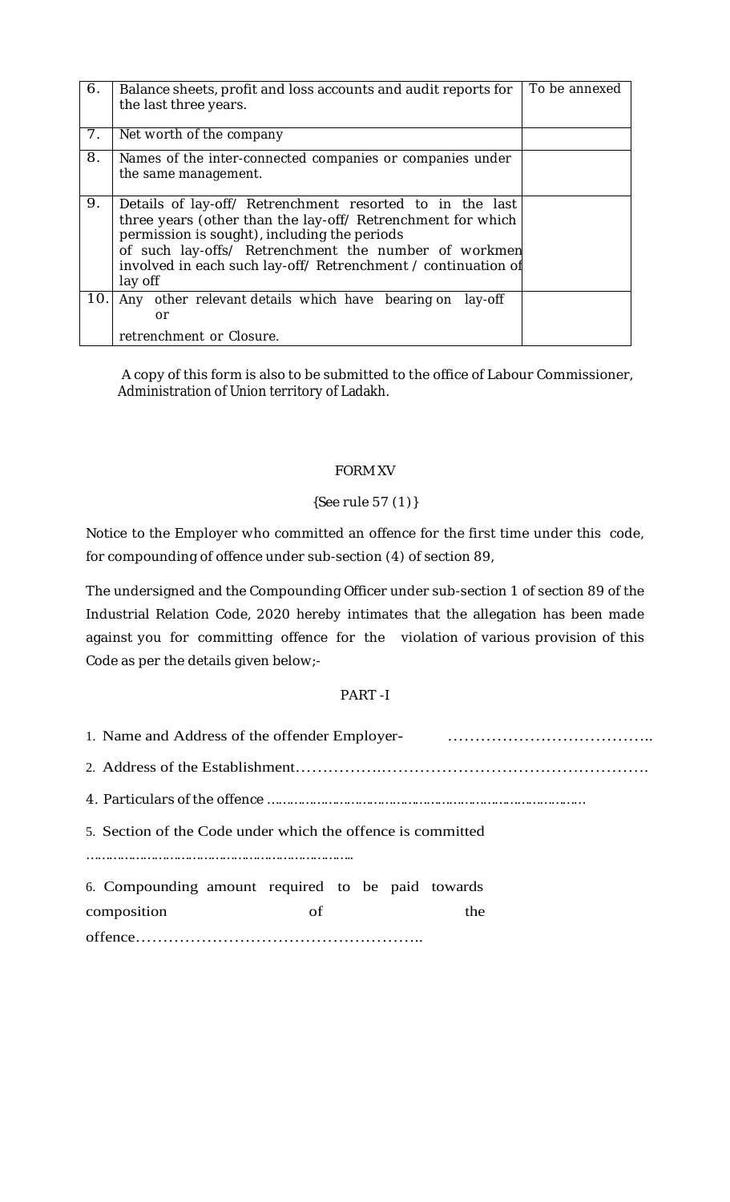| 6. | Balance sheets, profit and loss accounts and audit reports for the last three years. | To be annexed |
|---|---|---|
| 7. | Net worth of the company | |
| 8. | Names of the inter-connected companies or companies under the same management. | |
| 9. | Details of lay-off/ Retrenchment resorted to in the last three years (other than the lay-off/ Retrenchment for which permission is sought), including the periods of such lay-offs/ Retrenchment the number of workmen involved in each such lay-off/ Retrenchment / continuation of lay off | |
| 10. | Any other relevant details which have bearing on lay-off or retrenchment or Closure. | |

A copy of this form is also to be submitted to the office of Labour Commissioner, Administration of Union territory of Ladakh.

FORM XV

{See rule 57 (1)}

Notice to the Employer who committed an offence for the first time under this code, for compounding of offence under sub-section (4) of section 89,

The undersigned and the Compounding Officer under sub-section 1 of section 89 of the Industrial Relation Code, 2020 hereby intimates that the allegation has been made against you for committing offence for the violation of various provision of this Code as per the details given below;-

PART -I

1. Name and Address of the offender Employer- ………………………………..
2. Address of the Establishment……………………………………………………………….
4. Particulars of the offence ………………………………………………………………………
5. Section of the Code under which the offence is committed ……………………………………………………………
6. Compounding amount required to be paid towards composition of the offence……………………………………………..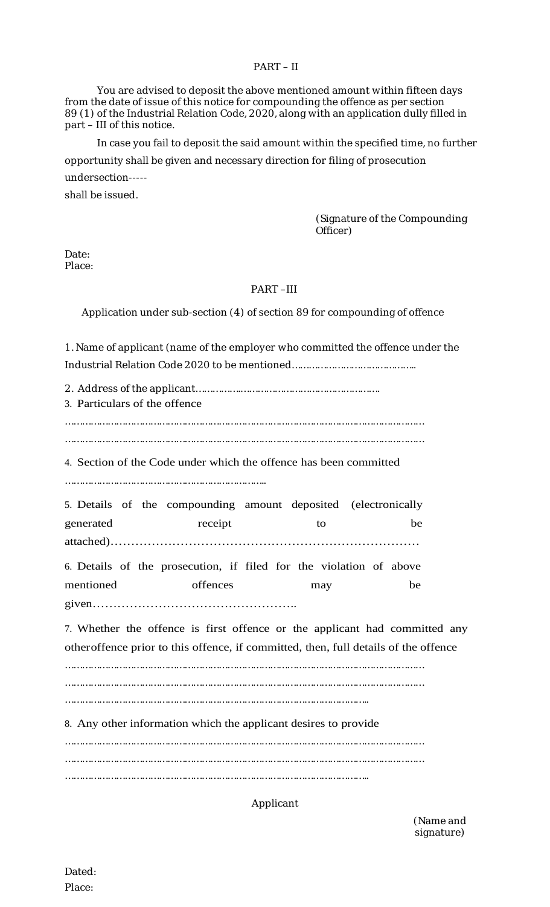PART – II

You are advised to deposit the above mentioned amount within fifteen days from the date of issue of this notice for compounding the offence as per section 89 (1) of the Industrial Relation Code, 2020, along with an application dully filled in part – III of this notice.

In case you fail to deposit the said amount within the specified time, no further opportunity shall be given and necessary direction for filing of prosecution undersection-----

shall be issued.

(Signature of the Compounding Officer)

Date:
Place:

PART –III

Application under sub-section (4) of section 89 for compounding of offence

1. Name of applicant (name of the employer who committed the offence under the Industrial Relation Code 2020 to be mentioned……………………………………

2. Address of the applicant………………………………………………………….

3. Particulars of the offence

……………………………………………………………………………………………………………

……………………………………………………………………………………………………………

4. Section of the Code under which the offence has been committed

…………………………………………………………….

5. Details of the compounding amount deposited (electronically generated receipt to be attached)……………………………………………………………………

6. Details of the prosecution, if filed for the violation of above mentioned offences may be given…………………………………………..

7. Whether the offence is first offence or the applicant had committed any otheroffence prior to this offence, if committed, then, full details of the offence

……………………………………………………………………………………………………………

……………………………………………………………………………………………………………

…………………………………………………………………………………………….

8. Any other information which the applicant desires to provide

……………………………………………………………………………………………………………

……………………………………………………………………………………………………………

…………………………………………………………………………………………….

Applicant

(Name and signature)

Dated:
Place: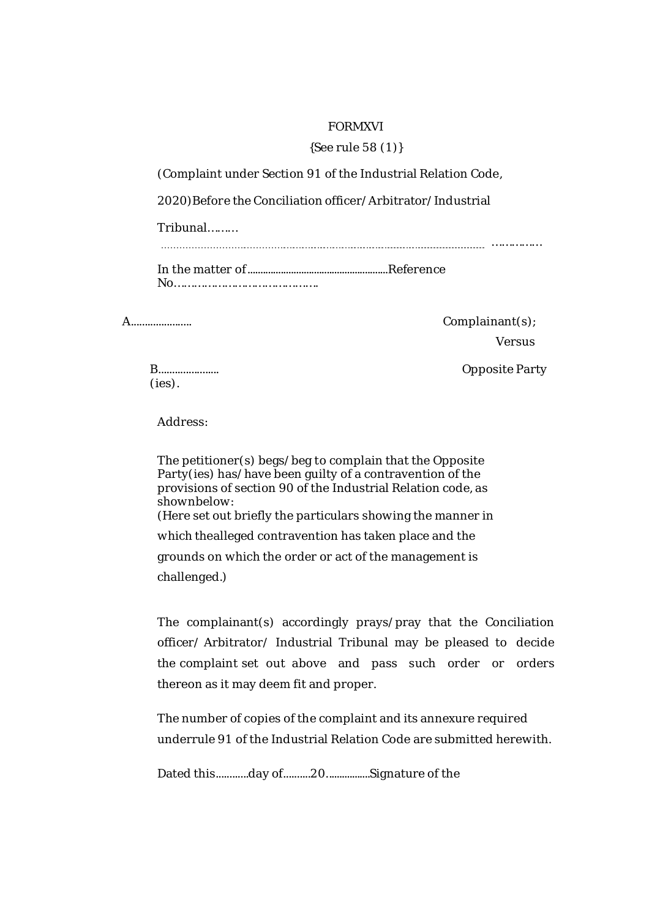FORMXVI

{See rule 58 (1)}

(Complaint under Section 91 of the Industrial Relation Code,

2020)Before the Conciliation officer/ Arbitrator/ Industrial

Tribunal………

………………………………………………………………………………………… ……………

In the matter of......................................................Reference No…………………………………….

A..................... Complainant(s);

Versus

B..................... Opposite Party (ies).

Address:

The petitioner(s) begs/ beg to complain that the Opposite Party(ies) has/ have been guilty of a contravention of the provisions of section 90 of the Industrial Relation code, as shownbelow:
(Here set out briefly the particulars showing the manner in which thealleged contravention has taken place and the grounds on which the order or act of the management is challenged.)

The complainant(s) accordingly prays/pray that the Conciliation officer/ Arbitrator/ Industrial Tribunal may be pleased to decide the complaint set out above and pass such order or orders thereon as it may deem fit and proper.

The number of copies of the complaint and its annexure required underrule 91 of the Industrial Relation Code are submitted herewith.

Dated this...........day of..........20................Signature of the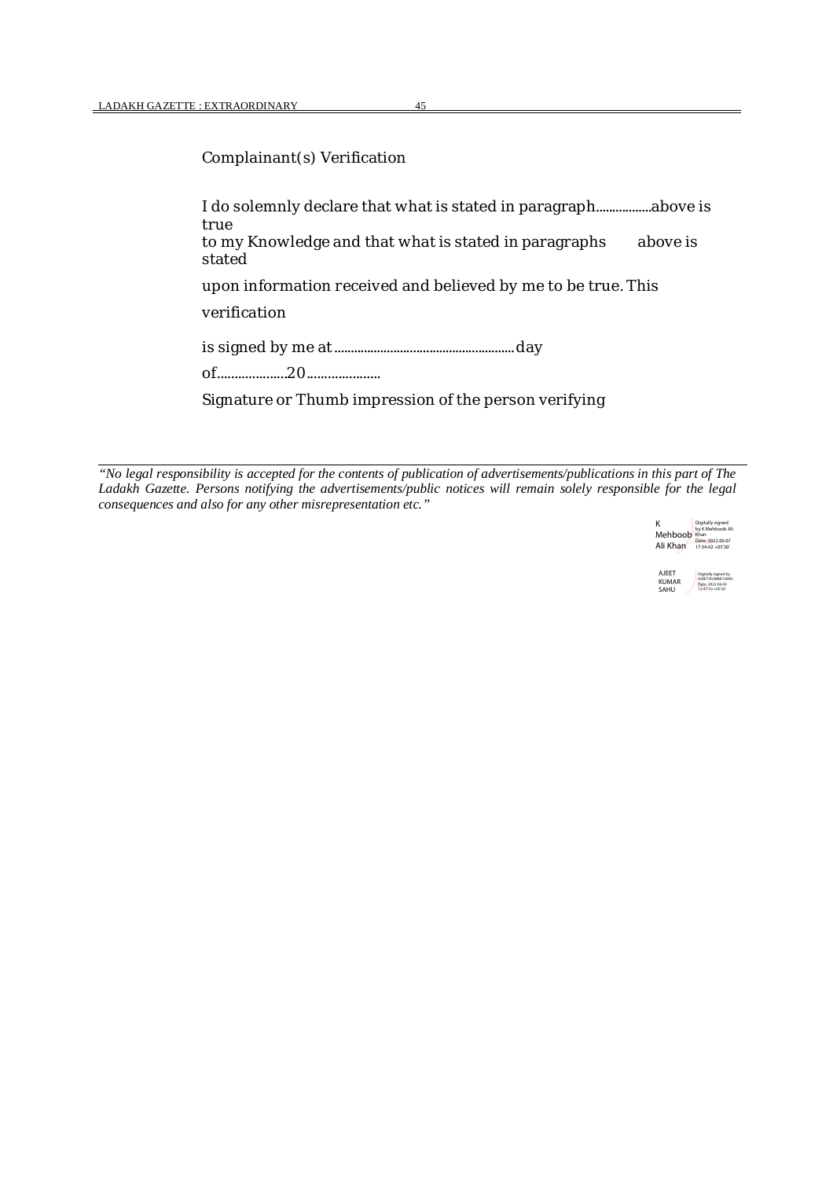Complainant(s) Verification

I do solemnly declare that what is stated in paragraph.................above is true
to my Knowledge and that what is stated in paragraphs above is stated

upon information received and believed by me to be true. This

verification

is signed by me at.......................................................day

of....................20.....................

Signature or Thumb impression of the person verifying

---

*"No legal responsibility is accepted for the contents of publication of advertisements/publications in this part of The Ladakh Gazette. Persons notifying the advertisements/public notices will remain solely responsible for the legal consequences and also for any other misrepresentation etc."*

K Mehboob Ali Khan — Digitally signed by K Mehboob Ali Khan Date: 2022.06.07 17:54:42 +05'30'

AJEET KUMAR SAHU — Digitally signed by AJEET KUMAR SAHU Date: 2022.06.09 12:47:10 +05'30'